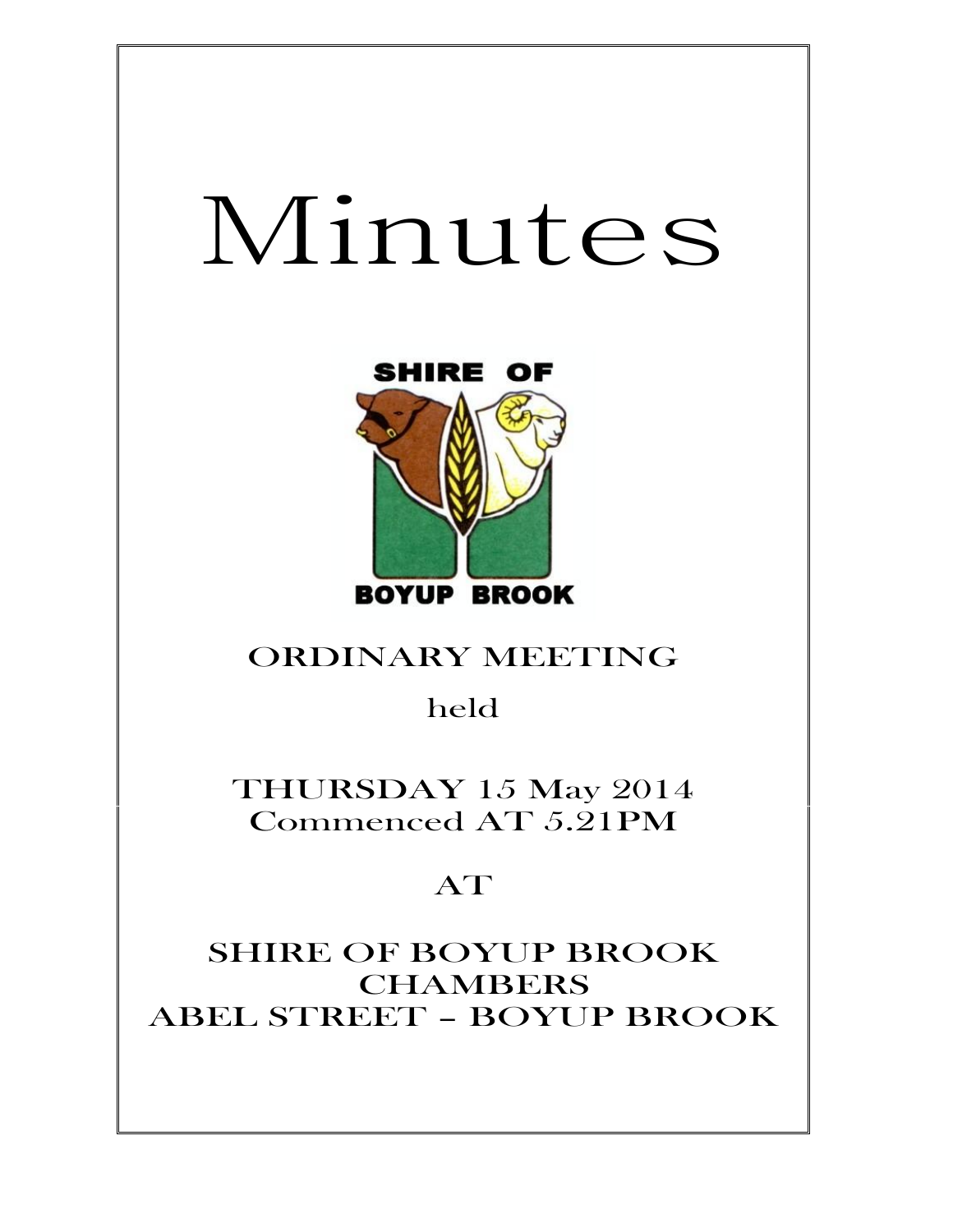# Minutes

SHIRE OF

BOYUP BROOK

ORDINARY MEETING

held

THURSDAY 15 May 2014
Commenced AT 5.21PM

AT

SHIRE OF BOYUP BROOK
CHAMBERS
ABEL STREET – BOYUP BROOK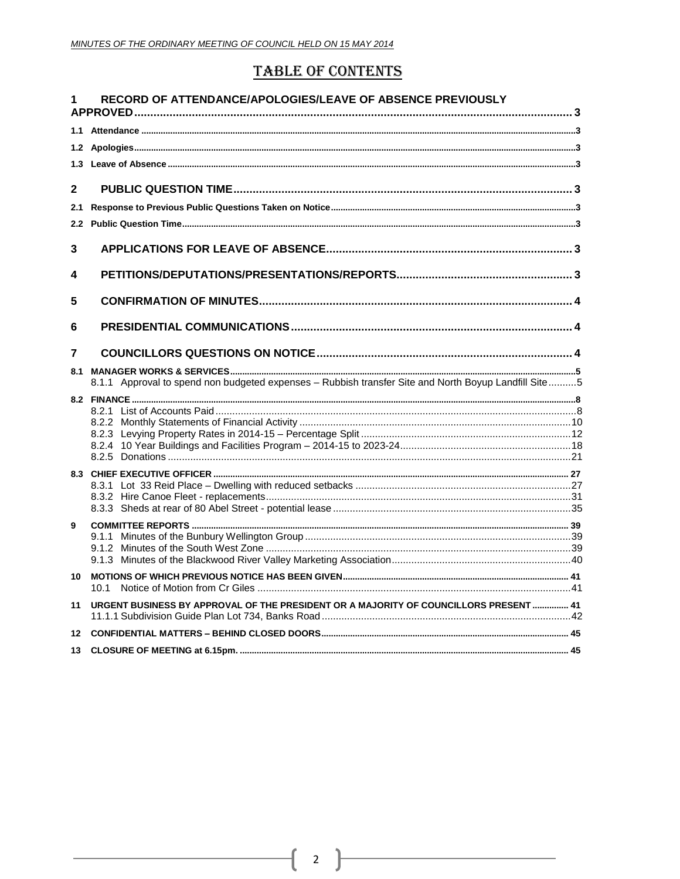# TABLE OF CONTENTS

**1 RECORD OF ATTENDANCE/APOLOGIES/LEAVE OF ABSENCE PREVIOUSLY APPROVED** ..... 3

- **1.1 Attendance** ..... 3
- **1.2 Apologies** ..... 3
- **1.3 Leave of Absence** ..... 3

**2 PUBLIC QUESTION TIME** ..... 3

- **2.1 Response to Previous Public Questions Taken on Notice** ..... 3
- **2.2 Public Question Time** ..... 3

**3 APPLICATIONS FOR LEAVE OF ABSENCE** ..... 3

**4 PETITIONS/DEPUTATIONS/PRESENTATIONS/REPORTS** ..... 3

**5 CONFIRMATION OF MINUTES** ..... 4

**6 PRESIDENTIAL COMMUNICATIONS** ..... 4

**7 COUNCILLORS QUESTIONS ON NOTICE** ..... 4

**8.1 MANAGER WORKS & SERVICES** ..... 5

- 8.1.1 Approval to spend non budgeted expenses – Rubbish transfer Site and North Boyup Landfill Site ..... 5

**8.2 FINANCE** ..... 8

- 8.2.1 List of Accounts Paid ..... 8
- 8.2.2 Monthly Statements of Financial Activity ..... 10
- 8.2.3 Levying Property Rates in 2014-15 – Percentage Split ..... 12
- 8.2.4 10 Year Buildings and Facilities Program – 2014-15 to 2023-24 ..... 18
- 8.2.5 Donations ..... 21

**8.3 CHIEF EXECUTIVE OFFICER** ..... 27

- 8.3.1 Lot 33 Reid Place – Dwelling with reduced setbacks ..... 27
- 8.3.2 Hire Canoe Fleet - replacements ..... 31
- 8.3.3 Sheds at rear of 80 Abel Street - potential lease ..... 35

**9 COMMITTEE REPORTS** ..... 39

- 9.1.1 Minutes of the Bunbury Wellington Group ..... 39
- 9.1.2 Minutes of the South West Zone ..... 39
- 9.1.3 Minutes of the Blackwood River Valley Marketing Association ..... 40

**10 MOTIONS OF WHICH PREVIOUS NOTICE HAS BEEN GIVEN** ..... 41

- 10.1 Notice of Motion from Cr Giles ..... 41

**11 URGENT BUSINESS BY APPROVAL OF THE PRESIDENT OR A MAJORITY OF COUNCILLORS PRESENT** ..... 41

- 11.1.1 Subdivision Guide Plan Lot 734, Banks Road ..... 42

**12 CONFIDENTIAL MATTERS – BEHIND CLOSED DOORS** ..... 45

**13 CLOSURE OF MEETING at 6.15pm.** ..... 45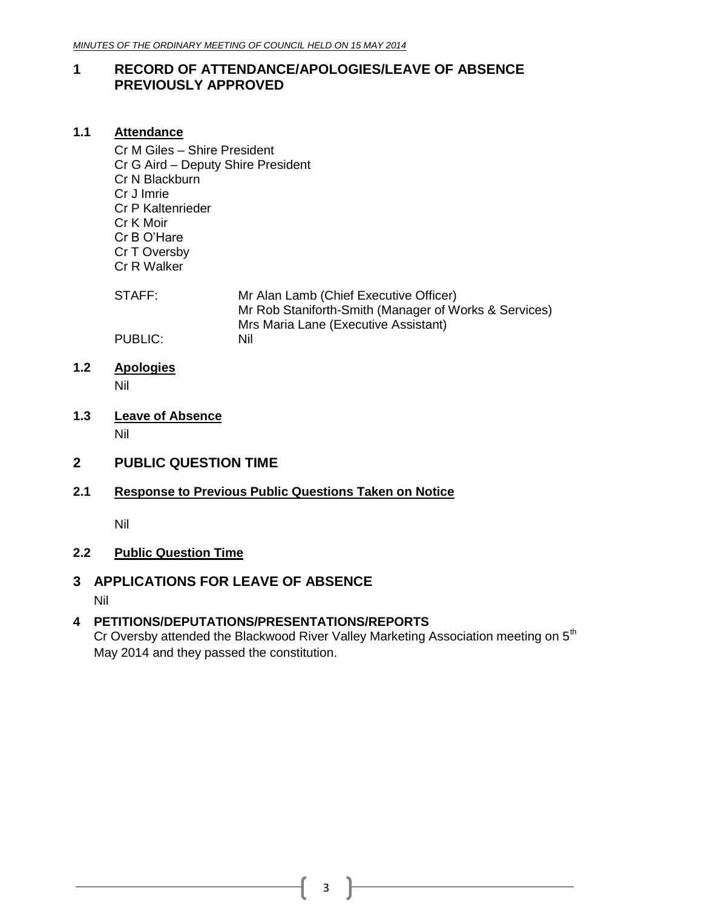# 1 RECORD OF ATTENDANCE/APOLOGIES/LEAVE OF ABSENCE PREVIOUSLY APPROVED

## 1.1 Attendance

Cr M Giles – Shire President
Cr G Aird – Deputy Shire President
Cr N Blackburn
Cr J Imrie
Cr P Kaltenrieder
Cr K Moir
Cr B O'Hare
Cr T Oversby
Cr R Walker

STAFF: Mr Alan Lamb (Chief Executive Officer)
Mr Rob Staniforth-Smith (Manager of Works & Services)
Mrs Maria Lane (Executive Assistant)

PUBLIC: Nil

## 1.2 Apologies

Nil

## 1.3 Leave of Absence

Nil

# 2 PUBLIC QUESTION TIME

## 2.1 Response to Previous Public Questions Taken on Notice

Nil

## 2.2 Public Question Time

# 3 APPLICATIONS FOR LEAVE OF ABSENCE

Nil

# 4 PETITIONS/DEPUTATIONS/PRESENTATIONS/REPORTS

Cr Oversby attended the Blackwood River Valley Marketing Association meeting on 5th May 2014 and they passed the constitution.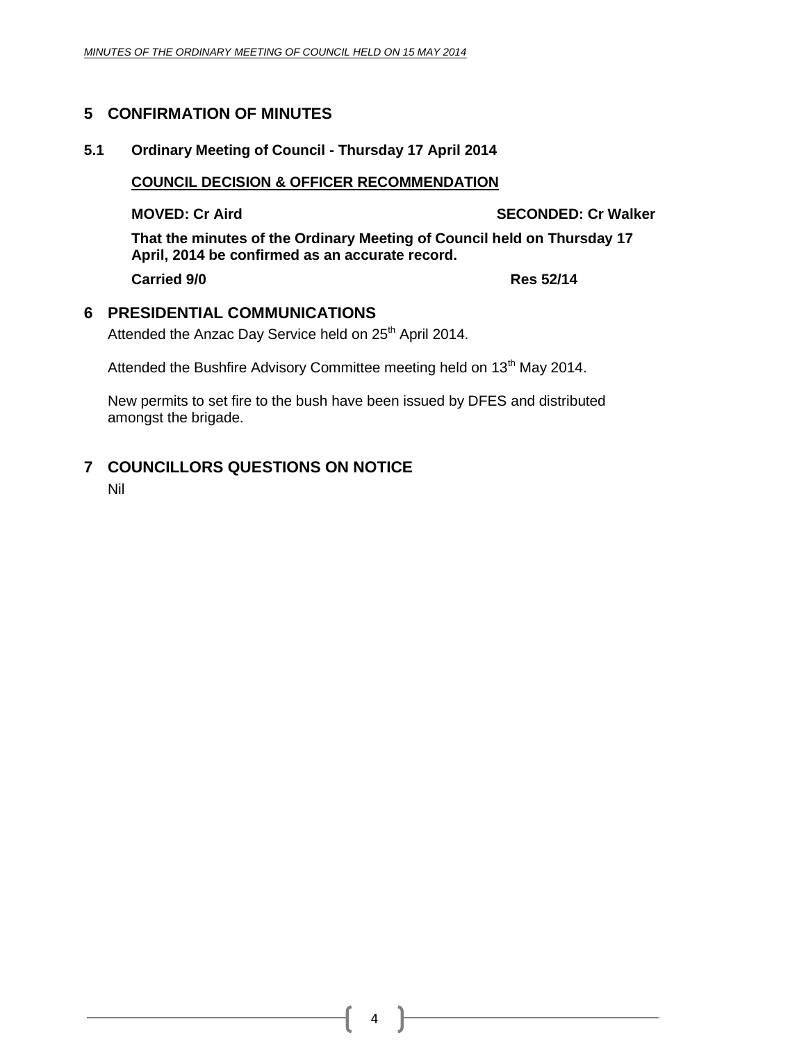# 5 CONFIRMATION OF MINUTES

## 5.1 Ordinary Meeting of Council - Thursday 17 April 2014

**COUNCIL DECISION & OFFICER RECOMMENDATION**

**MOVED: Cr Aird** **SECONDED: Cr Walker**

**That the minutes of the Ordinary Meeting of Council held on Thursday 17 April, 2014 be confirmed as an accurate record.**

**Carried 9/0** **Res 52/14**

# 6 PRESIDENTIAL COMMUNICATIONS

Attended the Anzac Day Service held on 25th April 2014.

Attended the Bushfire Advisory Committee meeting held on 13th May 2014.

New permits to set fire to the bush have been issued by DFES and distributed amongst the brigade.

# 7 COUNCILLORS QUESTIONS ON NOTICE

Nil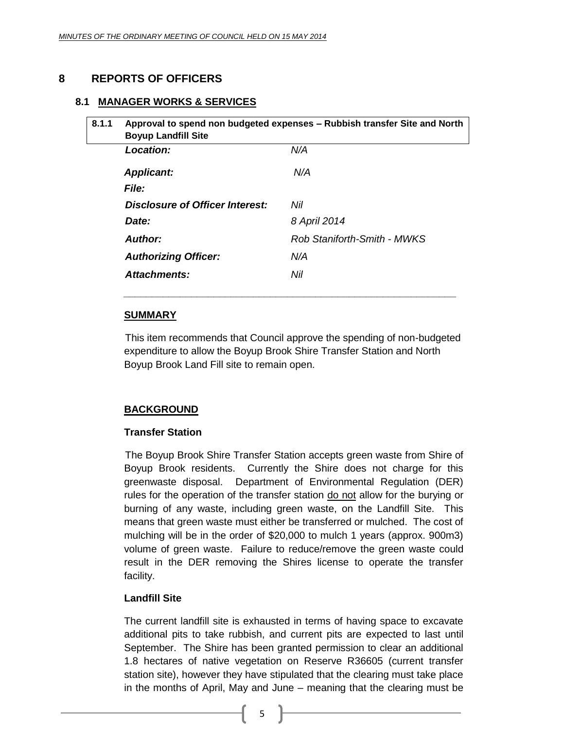# 8 REPORTS OF OFFICERS

## 8.1 MANAGER WORKS & SERVICES

### 8.1.1 Approval to spend non budgeted expenses – Rubbish transfer Site and North Boyup Landfill Site

| | |
|---|---|
| ***Location:*** | *N/A* |
| ***Applicant:*** | *N/A* |
| ***File:*** | |
| ***Disclosure of Officer Interest:*** | *Nil* |
| ***Date:*** | *8 April 2014* |
| ***Author:*** | *Rob Staniforth-Smith - MWKS* |
| ***Authorizing Officer:*** | *N/A* |
| ***Attachments:*** | *Nil* |

**SUMMARY**

This item recommends that Council approve the spending of non-budgeted expenditure to allow the Boyup Brook Shire Transfer Station and North Boyup Brook Land Fill site to remain open.

**BACKGROUND**

**Transfer Station**

The Boyup Brook Shire Transfer Station accepts green waste from Shire of Boyup Brook residents. Currently the Shire does not charge for this greenwaste disposal. Department of Environmental Regulation (DER) rules for the operation of the transfer station do not allow for the burying or burning of any waste, including green waste, on the Landfill Site. This means that green waste must either be transferred or mulched. The cost of mulching will be in the order of $20,000 to mulch 1 years (approx. 900m3) volume of green waste. Failure to reduce/remove the green waste could result in the DER removing the Shires license to operate the transfer facility.

**Landfill Site**

The current landfill site is exhausted in terms of having space to excavate additional pits to take rubbish, and current pits are expected to last until September. The Shire has been granted permission to clear an additional 1.8 hectares of native vegetation on Reserve R36605 (current transfer station site), however they have stipulated that the clearing must take place in the months of April, May and June – meaning that the clearing must be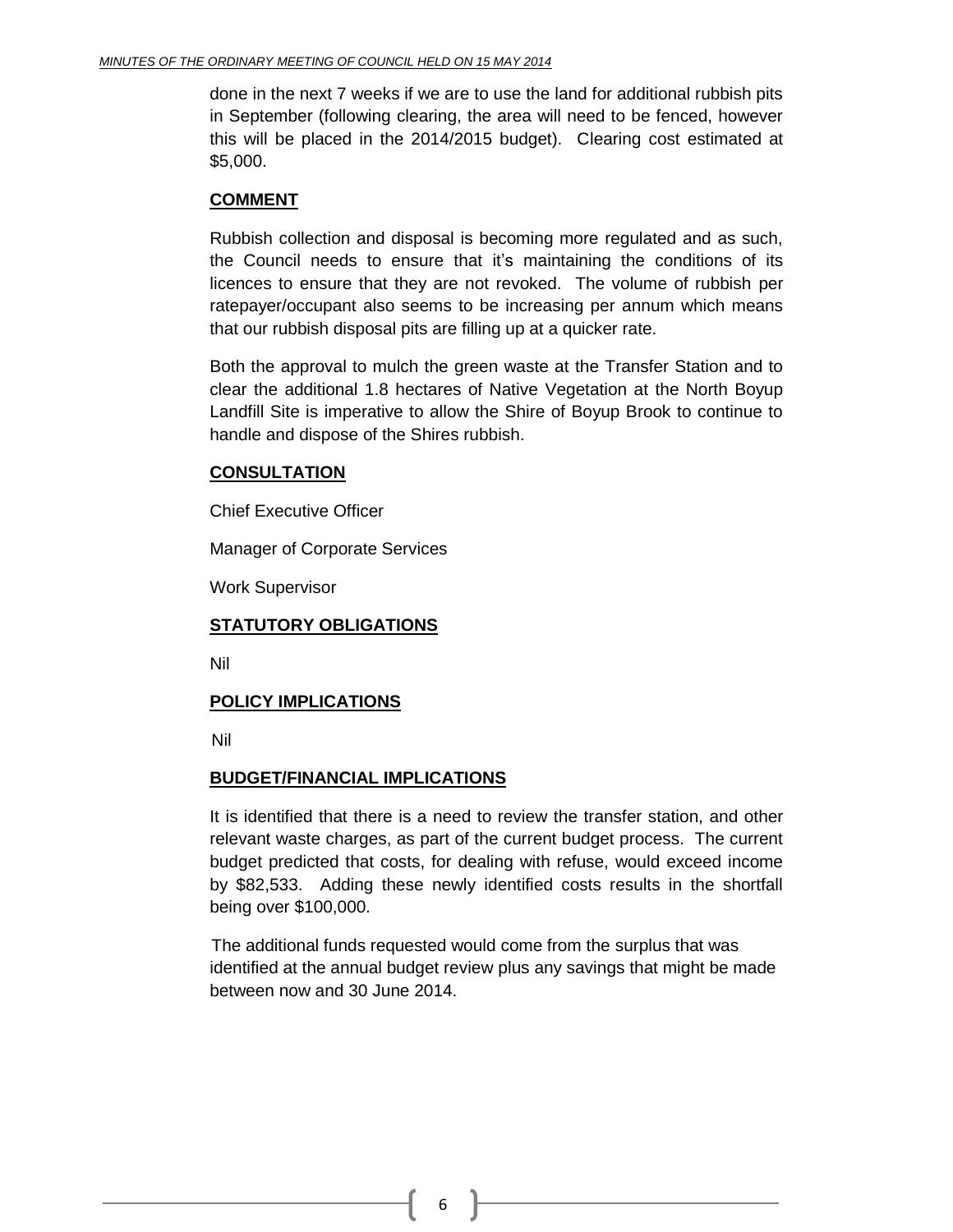done in the next 7 weeks if we are to use the land for additional rubbish pits in September (following clearing, the area will need to be fenced, however this will be placed in the 2014/2015 budget). Clearing cost estimated at $5,000.

**COMMENT**

Rubbish collection and disposal is becoming more regulated and as such, the Council needs to ensure that it's maintaining the conditions of its licences to ensure that they are not revoked. The volume of rubbish per ratepayer/occupant also seems to be increasing per annum which means that our rubbish disposal pits are filling up at a quicker rate.

Both the approval to mulch the green waste at the Transfer Station and to clear the additional 1.8 hectares of Native Vegetation at the North Boyup Landfill Site is imperative to allow the Shire of Boyup Brook to continue to handle and dispose of the Shires rubbish.

**CONSULTATION**

Chief Executive Officer

Manager of Corporate Services

Work Supervisor

**STATUTORY OBLIGATIONS**

Nil

**POLICY IMPLICATIONS**

Nil

**BUDGET/FINANCIAL IMPLICATIONS**

It is identified that there is a need to review the transfer station, and other relevant waste charges, as part of the current budget process. The current budget predicted that costs, for dealing with refuse, would exceed income by $82,533. Adding these newly identified costs results in the shortfall being over $100,000.

The additional funds requested would come from the surplus that was identified at the annual budget review plus any savings that might be made between now and 30 June 2014.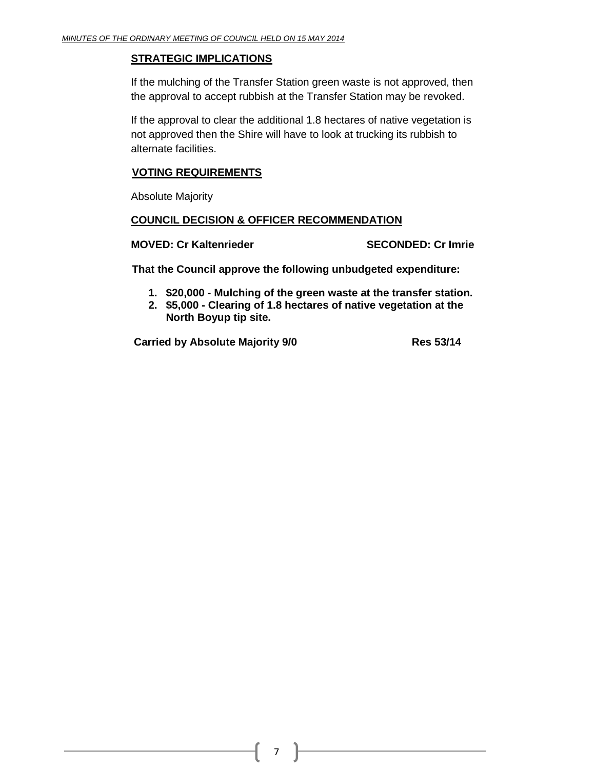## STRATEGIC IMPLICATIONS

If the mulching of the Transfer Station green waste is not approved, then the approval to accept rubbish at the Transfer Station may be revoked.

If the approval to clear the additional 1.8 hectares of native vegetation is not approved then the Shire will have to look at trucking its rubbish to alternate facilities.

## VOTING REQUIREMENTS

Absolute Majority

## COUNCIL DECISION & OFFICER RECOMMENDATION

**MOVED: Cr Kaltenrieder** **SECONDED: Cr Imrie**

**That the Council approve the following unbudgeted expenditure:**

1. **$20,000 - Mulching of the green waste at the transfer station.**
2. **$5,000 - Clearing of 1.8 hectares of native vegetation at the North Boyup tip site.**

**Carried by Absolute Majority 9/0** **Res 53/14**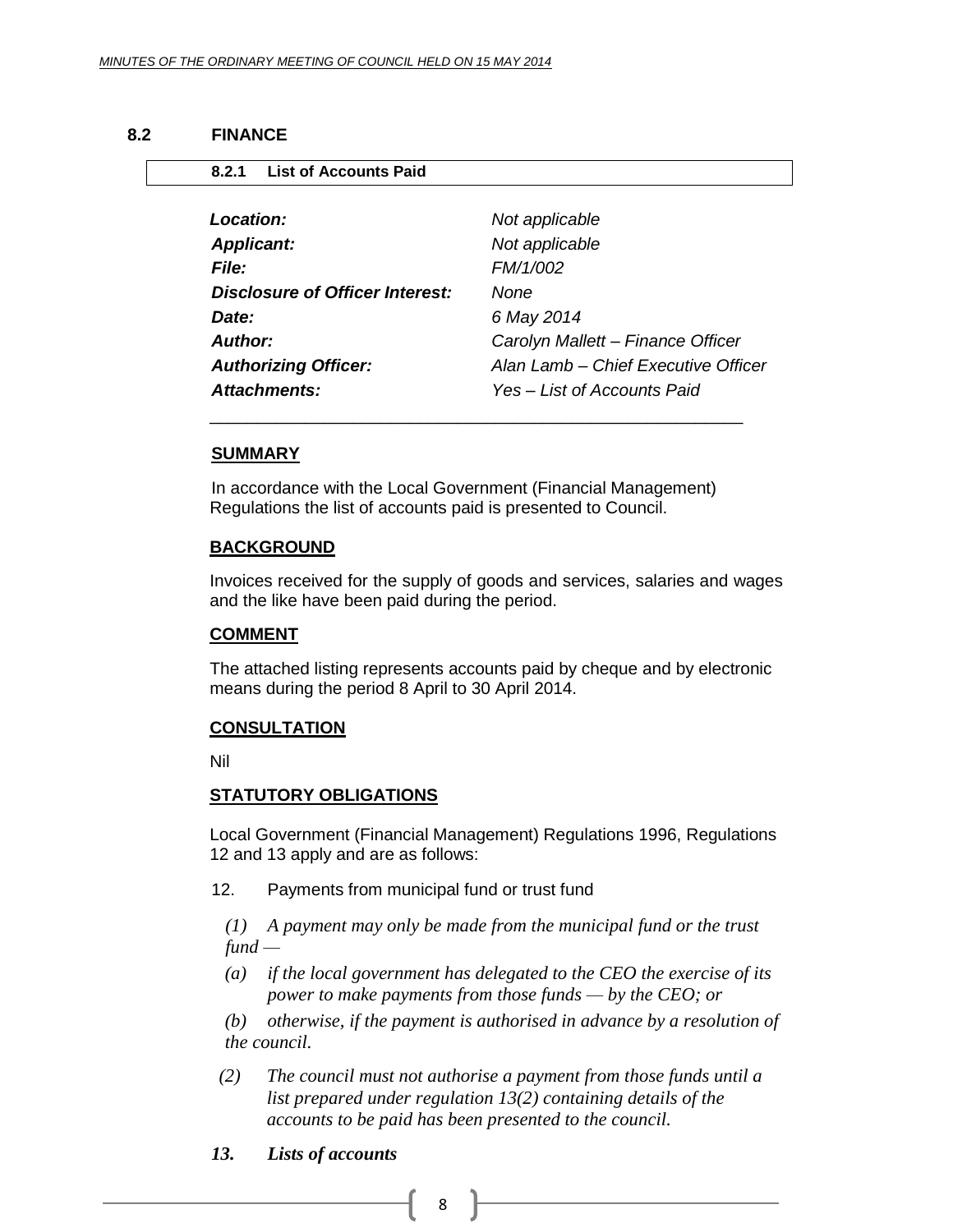## 8.2 FINANCE

### 8.2.1 List of Accounts Paid

| | |
|---|---|
| ***Location:*** | *Not applicable* |
| ***Applicant:*** | *Not applicable* |
| ***File:*** | *FM/1/002* |
| ***Disclosure of Officer Interest:*** | *None* |
| ***Date:*** | *6 May 2014* |
| ***Author:*** | *Carolyn Mallett – Finance Officer* |
| ***Authorizing Officer:*** | *Alan Lamb – Chief Executive Officer* |
| ***Attachments:*** | *Yes – List of Accounts Paid* |

**SUMMARY**

In accordance with the Local Government (Financial Management) Regulations the list of accounts paid is presented to Council.

**BACKGROUND**

Invoices received for the supply of goods and services, salaries and wages and the like have been paid during the period.

**COMMENT**

The attached listing represents accounts paid by cheque and by electronic means during the period 8 April to 30 April 2014.

**CONSULTATION**

Nil

**STATUTORY OBLIGATIONS**

Local Government (Financial Management) Regulations 1996, Regulations 12 and 13 apply and are as follows:

12. Payments from municipal fund or trust fund

*(1) A payment may only be made from the municipal fund or the trust fund —*

*(a) if the local government has delegated to the CEO the exercise of its power to make payments from those funds — by the CEO; or*

*(b) otherwise, if the payment is authorised in advance by a resolution of the council.*

*(2) The council must not authorise a payment from those funds until a list prepared under regulation 13(2) containing details of the accounts to be paid has been presented to the council.*

***13. Lists of accounts***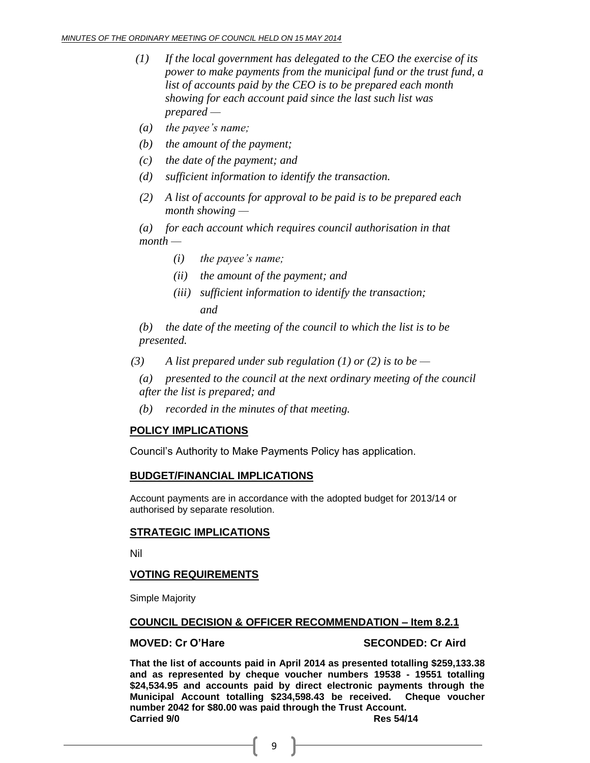*(1) If the local government has delegated to the CEO the exercise of its power to make payments from the municipal fund or the trust fund, a list of accounts paid by the CEO is to be prepared each month showing for each account paid since the last such list was prepared —*

*(a) the payee's name;*

*(b) the amount of the payment;*

*(c) the date of the payment; and*

*(d) sufficient information to identify the transaction.*

*(2) A list of accounts for approval to be paid is to be prepared each month showing —*

*(a) for each account which requires council authorisation in that month —*

*(i) the payee's name;*

*(ii) the amount of the payment; and*

*(iii) sufficient information to identify the transaction; and*

*(b) the date of the meeting of the council to which the list is to be presented.*

*(3) A list prepared under sub regulation (1) or (2) is to be —*

*(a) presented to the council at the next ordinary meeting of the council after the list is prepared; and*

*(b) recorded in the minutes of that meeting.*

## POLICY IMPLICATIONS

Council's Authority to Make Payments Policy has application.

## BUDGET/FINANCIAL IMPLICATIONS

Account payments are in accordance with the adopted budget for 2013/14 or authorised by separate resolution.

## STRATEGIC IMPLICATIONS

Nil

## VOTING REQUIREMENTS

Simple Majority

## COUNCIL DECISION & OFFICER RECOMMENDATION – Item 8.2.1

**MOVED: Cr O'Hare** **SECONDED: Cr Aird**

**That the list of accounts paid in April 2014 as presented totalling $259,133.38 and as represented by cheque voucher numbers 19538 - 19551 totalling $24,534.95 and accounts paid by direct electronic payments through the Municipal Account totalling $234,598.43 be received. Cheque voucher number 2042 for $80.00 was paid through the Trust Account.**

**Carried 9/0** **Res 54/14**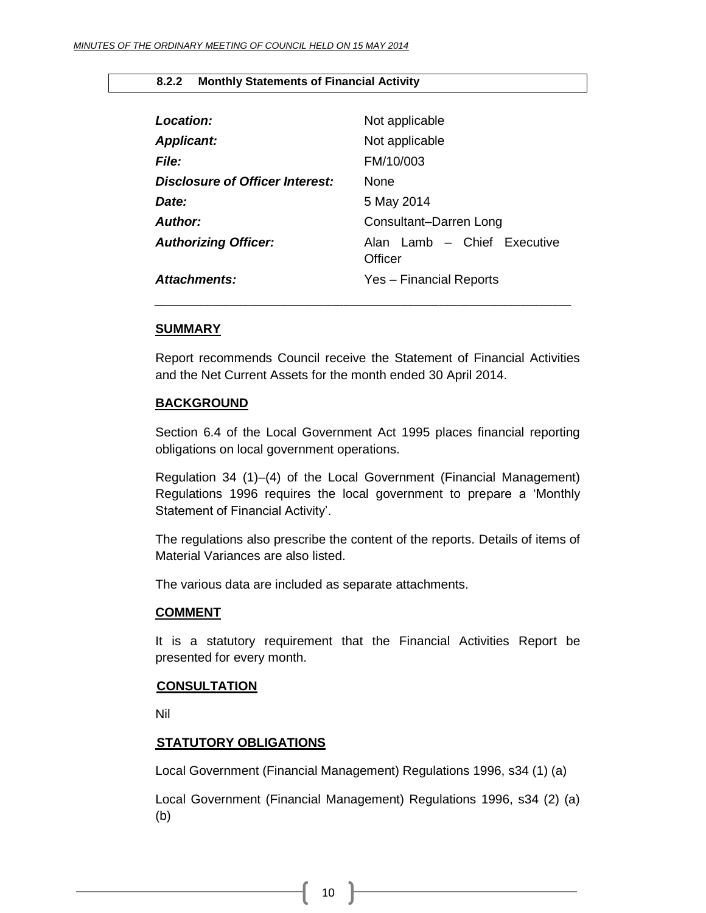### 8.2.2 Monthly Statements of Financial Activity

| | |
|---|---|
| ***Location:*** | Not applicable |
| ***Applicant:*** | Not applicable |
| ***File:*** | FM/10/003 |
| ***Disclosure of Officer Interest:*** | None |
| ***Date:*** | 5 May 2014 |
| ***Author:*** | Consultant–Darren Long |
| ***Authorizing Officer:*** | Alan Lamb – Chief Executive Officer |
| ***Attachments:*** | Yes – Financial Reports |

---

**SUMMARY**

Report recommends Council receive the Statement of Financial Activities and the Net Current Assets for the month ended 30 April 2014.

**BACKGROUND**

Section 6.4 of the Local Government Act 1995 places financial reporting obligations on local government operations.

Regulation 34 (1)–(4) of the Local Government (Financial Management) Regulations 1996 requires the local government to prepare a 'Monthly Statement of Financial Activity'.

The regulations also prescribe the content of the reports. Details of items of Material Variances are also listed.

The various data are included as separate attachments.

**COMMENT**

It is a statutory requirement that the Financial Activities Report be presented for every month.

**CONSULTATION**

Nil

**STATUTORY OBLIGATIONS**

Local Government (Financial Management) Regulations 1996, s34 (1) (a)

Local Government (Financial Management) Regulations 1996, s34 (2) (a) (b)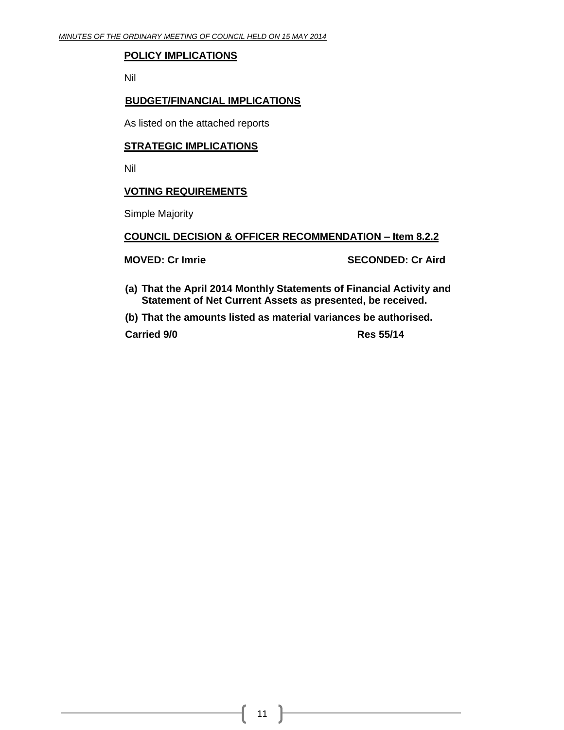**POLICY IMPLICATIONS**

Nil

**BUDGET/FINANCIAL IMPLICATIONS**

As listed on the attached reports

**STRATEGIC IMPLICATIONS**

Nil

**VOTING REQUIREMENTS**

Simple Majority

**COUNCIL DECISION & OFFICER RECOMMENDATION – Item 8.2.2**

**MOVED: Cr Imrie** **SECONDED: Cr Aird**

**(a) That the April 2014 Monthly Statements of Financial Activity and Statement of Net Current Assets as presented, be received.**

**(b) That the amounts listed as material variances be authorised.**

**Carried 9/0** **Res 55/14**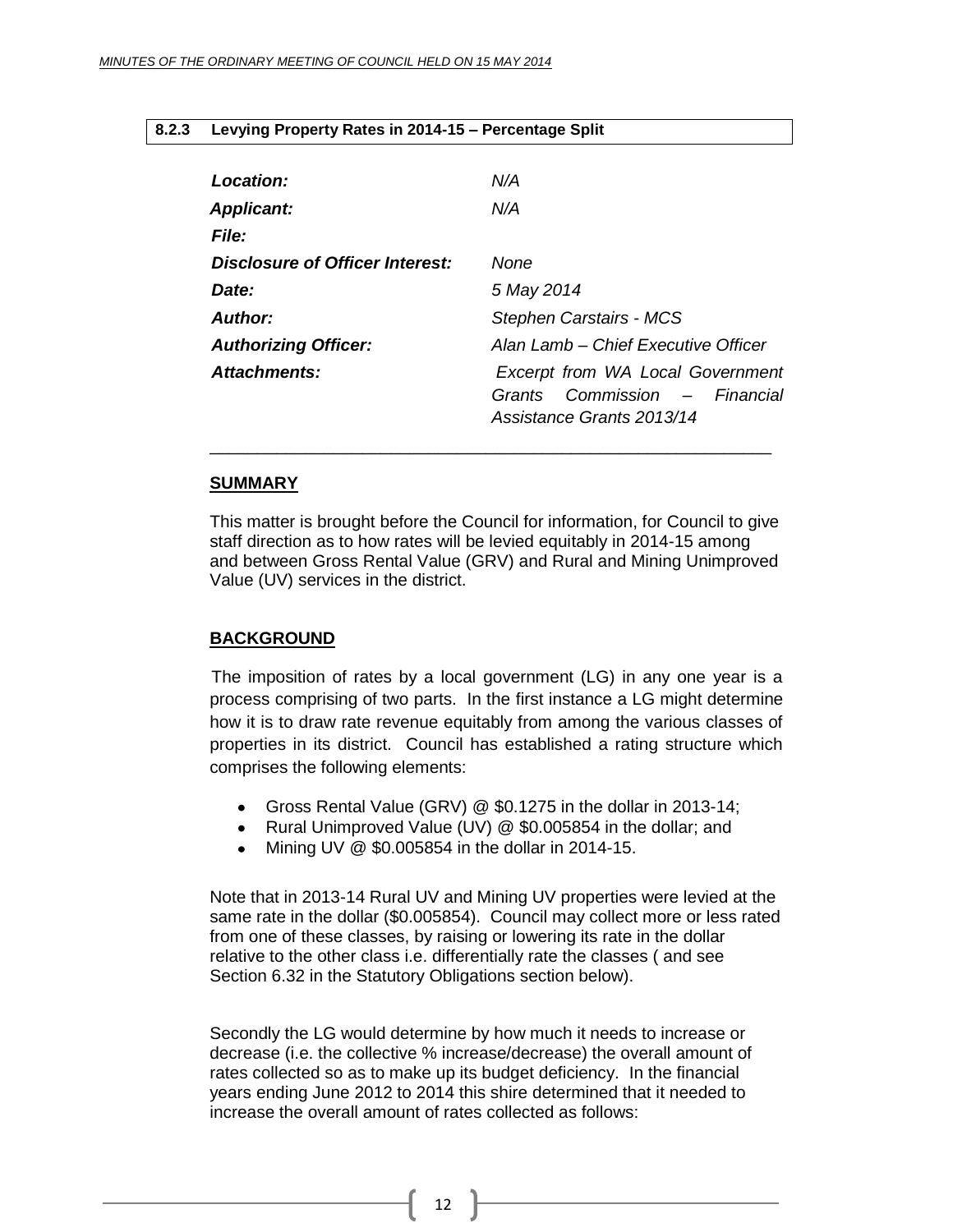## 8.2.3 Levying Property Rates in 2014-15 – Percentage Split

| | |
|---|---|
| ***Location:*** | *N/A* |
| ***Applicant:*** | *N/A* |
| ***File:*** | |
| ***Disclosure of Officer Interest:*** | *None* |
| ***Date:*** | *5 May 2014* |
| ***Author:*** | *Stephen Carstairs - MCS* |
| ***Authorizing Officer:*** | *Alan Lamb – Chief Executive Officer* |
| ***Attachments:*** | *Excerpt from WA Local Government Grants Commission – Financial Assistance Grants 2013/14* |

---

### SUMMARY

This matter is brought before the Council for information, for Council to give staff direction as to how rates will be levied equitably in 2014-15 among and between Gross Rental Value (GRV) and Rural and Mining Unimproved Value (UV) services in the district.

### BACKGROUND

The imposition of rates by a local government (LG) in any one year is a process comprising of two parts. In the first instance a LG might determine how it is to draw rate revenue equitably from among the various classes of properties in its district. Council has established a rating structure which comprises the following elements:

- Gross Rental Value (GRV) @ $0.1275 in the dollar in 2013-14;
- Rural Unimproved Value (UV) @ $0.005854 in the dollar; and
- Mining UV @ $0.005854 in the dollar in 2014-15.

Note that in 2013-14 Rural UV and Mining UV properties were levied at the same rate in the dollar ($0.005854). Council may collect more or less rated from one of these classes, by raising or lowering its rate in the dollar relative to the other class i.e. differentially rate the classes ( and see Section 6.32 in the Statutory Obligations section below).

Secondly the LG would determine by how much it needs to increase or decrease (i.e. the collective % increase/decrease) the overall amount of rates collected so as to make up its budget deficiency. In the financial years ending June 2012 to 2014 this shire determined that it needed to increase the overall amount of rates collected as follows: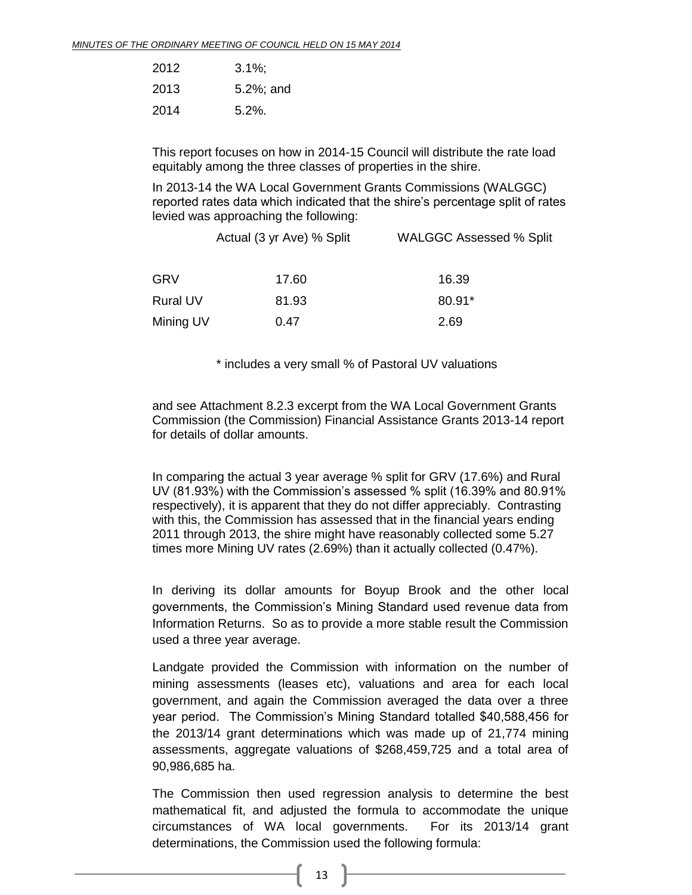| | |
|---|---|
| 2012 | 3.1%; |
| 2013 | 5.2%; and |
| 2014 | 5.2%. |

This report focuses on how in 2014-15 Council will distribute the rate load equitably among the three classes of properties in the shire.

In 2013-14 the WA Local Government Grants Commissions (WALGGC) reported rates data which indicated that the shire's percentage split of rates levied was approaching the following:

| | Actual (3 yr Ave) % Split | WALGGC Assessed % Split |
|---|---|---|
| GRV | 17.60 | 16.39 |
| Rural UV | 81.93 | 80.91* |
| Mining UV | 0.47 | 2.69 |

\* includes a very small % of Pastoral UV valuations

and see Attachment 8.2.3 excerpt from the WA Local Government Grants Commission (the Commission) Financial Assistance Grants 2013-14 report for details of dollar amounts.

In comparing the actual 3 year average % split for GRV (17.6%) and Rural UV (81.93%) with the Commission's assessed % split (16.39% and 80.91% respectively), it is apparent that they do not differ appreciably. Contrasting with this, the Commission has assessed that in the financial years ending 2011 through 2013, the shire might have reasonably collected some 5.27 times more Mining UV rates (2.69%) than it actually collected (0.47%).

In deriving its dollar amounts for Boyup Brook and the other local governments, the Commission's Mining Standard used revenue data from Information Returns. So as to provide a more stable result the Commission used a three year average.

Landgate provided the Commission with information on the number of mining assessments (leases etc), valuations and area for each local government, and again the Commission averaged the data over a three year period. The Commission's Mining Standard totalled $40,588,456 for the 2013/14 grant determinations which was made up of 21,774 mining assessments, aggregate valuations of $268,459,725 and a total area of 90,986,685 ha.

The Commission then used regression analysis to determine the best mathematical fit, and adjusted the formula to accommodate the unique circumstances of WA local governments. For its 2013/14 grant determinations, the Commission used the following formula: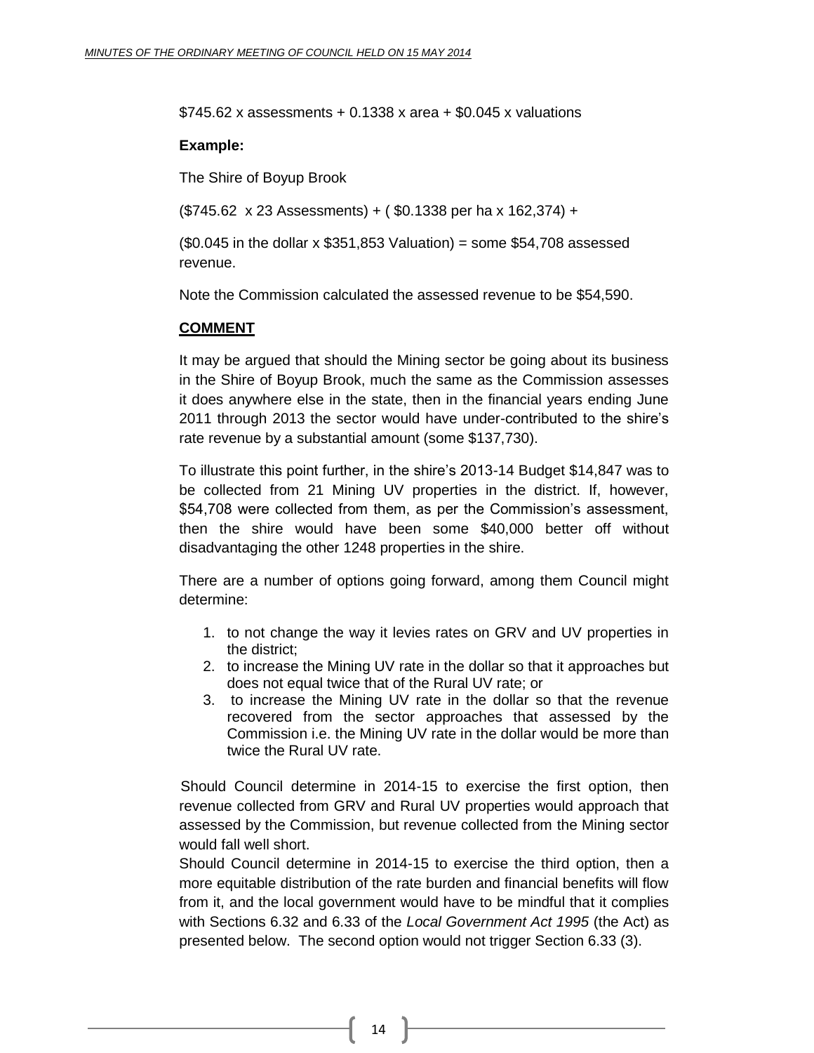$745.62 x assessments + 0.1338 x area + $0.045 x valuations

**Example:**

The Shire of Boyup Brook

($745.62 x 23 Assessments) + ( $0.1338 per ha x 162,374) +

($0.045 in the dollar x $351,853 Valuation) = some $54,708 assessed revenue.

Note the Commission calculated the assessed revenue to be $54,590.

**COMMENT**

It may be argued that should the Mining sector be going about its business in the Shire of Boyup Brook, much the same as the Commission assesses it does anywhere else in the state, then in the financial years ending June 2011 through 2013 the sector would have under-contributed to the shire's rate revenue by a substantial amount (some $137,730).

To illustrate this point further, in the shire's 2013-14 Budget $14,847 was to be collected from 21 Mining UV properties in the district. If, however, $54,708 were collected from them, as per the Commission's assessment, then the shire would have been some $40,000 better off without disadvantaging the other 1248 properties in the shire.

There are a number of options going forward, among them Council might determine:

1. to not change the way it levies rates on GRV and UV properties in the district;
2. to increase the Mining UV rate in the dollar so that it approaches but does not equal twice that of the Rural UV rate; or
3. to increase the Mining UV rate in the dollar so that the revenue recovered from the sector approaches that assessed by the Commission i.e. the Mining UV rate in the dollar would be more than twice the Rural UV rate.

Should Council determine in 2014-15 to exercise the first option, then revenue collected from GRV and Rural UV properties would approach that assessed by the Commission, but revenue collected from the Mining sector would fall well short.

Should Council determine in 2014-15 to exercise the third option, then a more equitable distribution of the rate burden and financial benefits will flow from it, and the local government would have to be mindful that it complies with Sections 6.32 and 6.33 of the *Local Government Act 1995* (the Act) as presented below. The second option would not trigger Section 6.33 (3).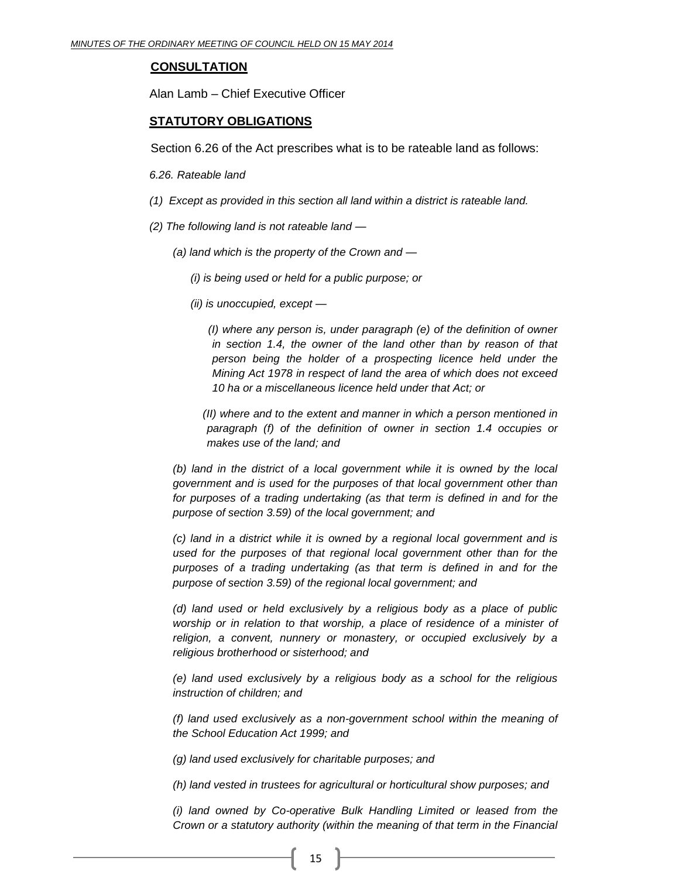**CONSULTATION**

Alan Lamb – Chief Executive Officer

**STATUTORY OBLIGATIONS**

Section 6.26 of the Act prescribes what is to be rateable land as follows:

*6.26. Rateable land*

*(1) Except as provided in this section all land within a district is rateable land.*

*(2) The following land is not rateable land —*

*(a) land which is the property of the Crown and —*

*(i) is being used or held for a public purpose; or*

*(ii) is unoccupied, except —*

*(I) where any person is, under paragraph (e) of the definition of owner in section 1.4, the owner of the land other than by reason of that person being the holder of a prospecting licence held under the Mining Act 1978 in respect of land the area of which does not exceed 10 ha or a miscellaneous licence held under that Act; or*

*(II) where and to the extent and manner in which a person mentioned in paragraph (f) of the definition of owner in section 1.4 occupies or makes use of the land; and*

*(b) land in the district of a local government while it is owned by the local government and is used for the purposes of that local government other than for purposes of a trading undertaking (as that term is defined in and for the purpose of section 3.59) of the local government; and*

*(c) land in a district while it is owned by a regional local government and is used for the purposes of that regional local government other than for the purposes of a trading undertaking (as that term is defined in and for the purpose of section 3.59) of the regional local government; and*

*(d) land used or held exclusively by a religious body as a place of public worship or in relation to that worship, a place of residence of a minister of religion, a convent, nunnery or monastery, or occupied exclusively by a religious brotherhood or sisterhood; and*

*(e) land used exclusively by a religious body as a school for the religious instruction of children; and*

*(f) land used exclusively as a non-government school within the meaning of the School Education Act 1999; and*

*(g) land used exclusively for charitable purposes; and*

*(h) land vested in trustees for agricultural or horticultural show purposes; and*

*(i) land owned by Co-operative Bulk Handling Limited or leased from the Crown or a statutory authority (within the meaning of that term in the Financial*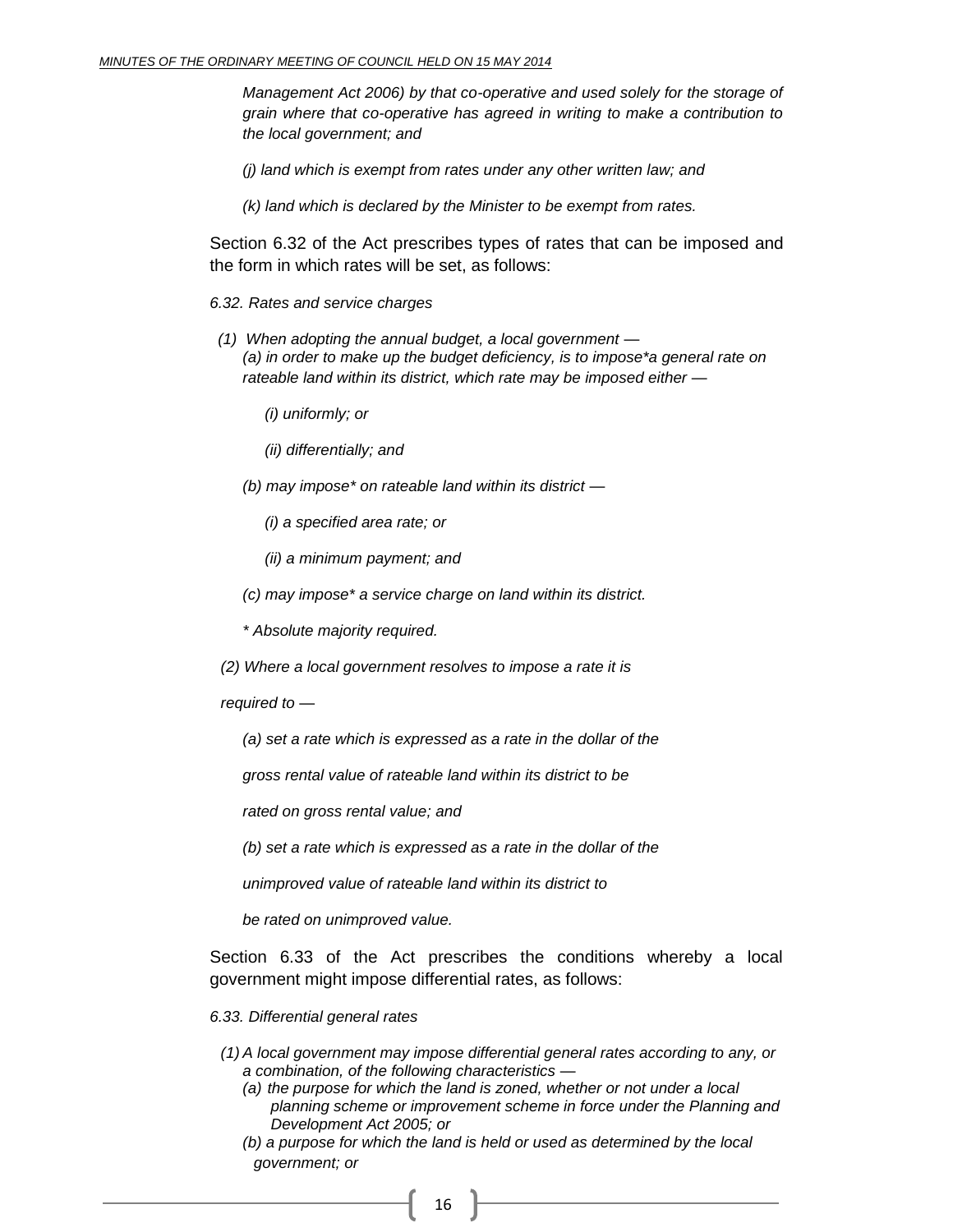*Management Act 2006) by that co-operative and used solely for the storage of grain where that co-operative has agreed in writing to make a contribution to the local government; and*

*(j) land which is exempt from rates under any other written law; and*

*(k) land which is declared by the Minister to be exempt from rates.*

Section 6.32 of the Act prescribes types of rates that can be imposed and the form in which rates will be set, as follows:

*6.32. Rates and service charges*

*(1) When adopting the annual budget, a local government —*
*(a) in order to make up the budget deficiency, is to impose*a general rate on rateable land within its district, which rate may be imposed either —*

*(i) uniformly; or*

*(ii) differentially; and*

*(b) may impose* on rateable land within its district —*

*(i) a specified area rate; or*

*(ii) a minimum payment; and*

*(c) may impose* a service charge on land within its district.*

** Absolute majority required.*

*(2) Where a local government resolves to impose a rate it is required to —*

*(a) set a rate which is expressed as a rate in the dollar of the gross rental value of rateable land within its district to be rated on gross rental value; and*

*(b) set a rate which is expressed as a rate in the dollar of the unimproved value of rateable land within its district to be rated on unimproved value.*

Section 6.33 of the Act prescribes the conditions whereby a local government might impose differential rates, as follows:

*6.33. Differential general rates*

*(1) A local government may impose differential general rates according to any, or a combination, of the following characteristics —*
*(a) the purpose for which the land is zoned, whether or not under a local planning scheme or improvement scheme in force under the Planning and Development Act 2005; or*
*(b) a purpose for which the land is held or used as determined by the local government; or*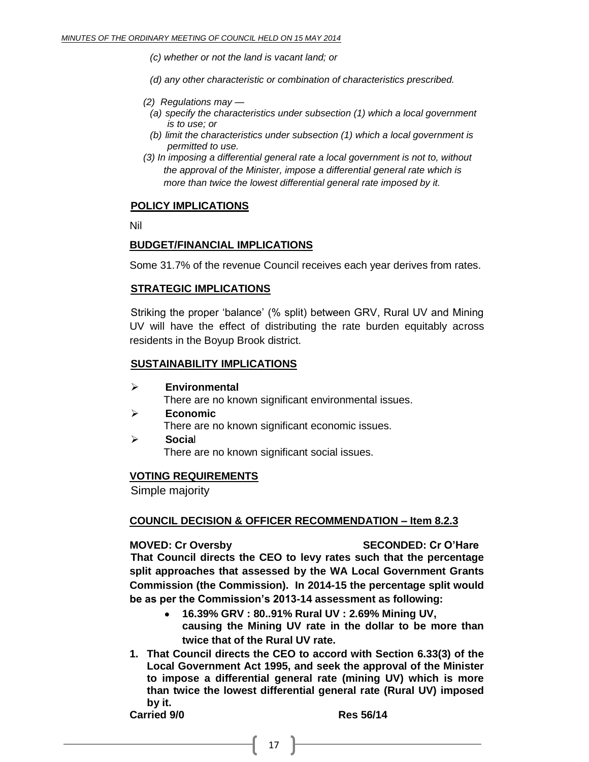*(c) whether or not the land is vacant land; or*

*(d) any other characteristic or combination of characteristics prescribed.*

*(2) Regulations may —*

*(a) specify the characteristics under subsection (1) which a local government is to use; or*

*(b) limit the characteristics under subsection (1) which a local government is permitted to use.*

*(3) In imposing a differential general rate a local government is not to, without the approval of the Minister, impose a differential general rate which is more than twice the lowest differential general rate imposed by it.*

## POLICY IMPLICATIONS

Nil

## BUDGET/FINANCIAL IMPLICATIONS

Some 31.7% of the revenue Council receives each year derives from rates.

## STRATEGIC IMPLICATIONS

Striking the proper 'balance' (% split) between GRV, Rural UV and Mining UV will have the effect of distributing the rate burden equitably across residents in the Boyup Brook district.

## SUSTAINABILITY IMPLICATIONS

- **Environmental**
  There are no known significant environmental issues.
- **Economic**
  There are no known significant economic issues.
- **Social**
  There are no known significant social issues.

## VOTING REQUIREMENTS

Simple majority

## COUNCIL DECISION & OFFICER RECOMMENDATION – Item 8.2.3

**MOVED: Cr Oversby SECONDED: Cr O'Hare**

**That Council directs the CEO to levy rates such that the percentage split approaches that assessed by the WA Local Government Grants Commission (the Commission). In 2014-15 the percentage split would be as per the Commission's 2013-14 assessment as following:**

- **16.39% GRV : 80..91% Rural UV : 2.69% Mining UV, causing the Mining UV rate in the dollar to be more than twice that of the Rural UV rate.**

1. **That Council directs the CEO to accord with Section 6.33(3) of the Local Government Act 1995, and seek the approval of the Minister to impose a differential general rate (mining UV) which is more than twice the lowest differential general rate (Rural UV) imposed by it.**

**Carried 9/0 Res 56/14**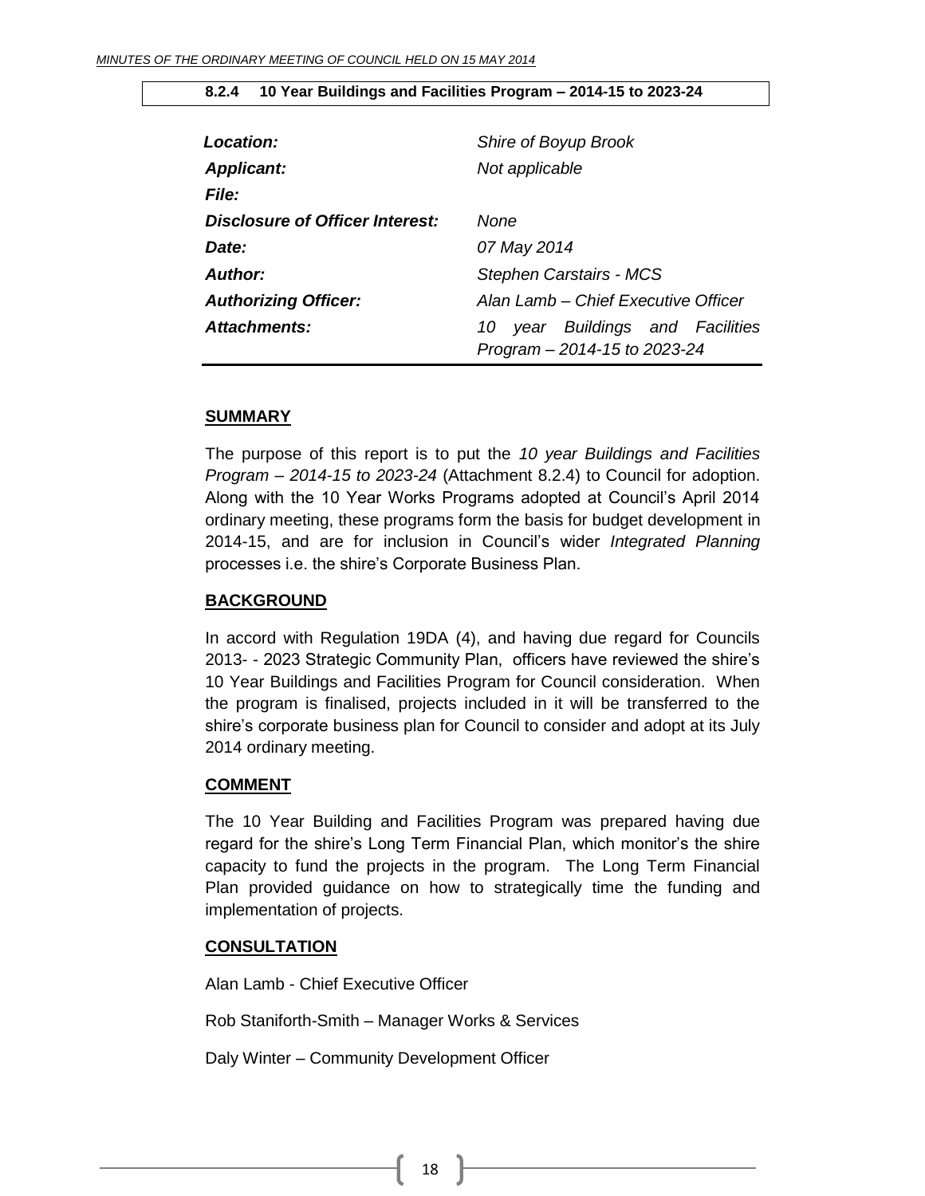### 8.2.4 10 Year Buildings and Facilities Program – 2014-15 to 2023-24

| | |
|---|---|
| ***Location:*** | *Shire of Boyup Brook* |
| ***Applicant:*** | *Not applicable* |
| ***File:*** | |
| ***Disclosure of Officer Interest:*** | *None* |
| ***Date:*** | *07 May 2014* |
| ***Author:*** | *Stephen Carstairs - MCS* |
| ***Authorizing Officer:*** | *Alan Lamb – Chief Executive Officer* |
| ***Attachments:*** | *10 year Buildings and Facilities Program – 2014-15 to 2023-24* |

**SUMMARY**

The purpose of this report is to put the *10 year Buildings and Facilities Program – 2014-15 to 2023-24* (Attachment 8.2.4) to Council for adoption. Along with the 10 Year Works Programs adopted at Council's April 2014 ordinary meeting, these programs form the basis for budget development in 2014-15, and are for inclusion in Council's wider *Integrated Planning* processes i.e. the shire's Corporate Business Plan.

**BACKGROUND**

In accord with Regulation 19DA (4), and having due regard for Councils 2013- - 2023 Strategic Community Plan, officers have reviewed the shire's 10 Year Buildings and Facilities Program for Council consideration. When the program is finalised, projects included in it will be transferred to the shire's corporate business plan for Council to consider and adopt at its July 2014 ordinary meeting.

**COMMENT**

The 10 Year Building and Facilities Program was prepared having due regard for the shire's Long Term Financial Plan, which monitor's the shire capacity to fund the projects in the program. The Long Term Financial Plan provided guidance on how to strategically time the funding and implementation of projects.

**CONSULTATION**

Alan Lamb - Chief Executive Officer

Rob Staniforth-Smith – Manager Works & Services

Daly Winter – Community Development Officer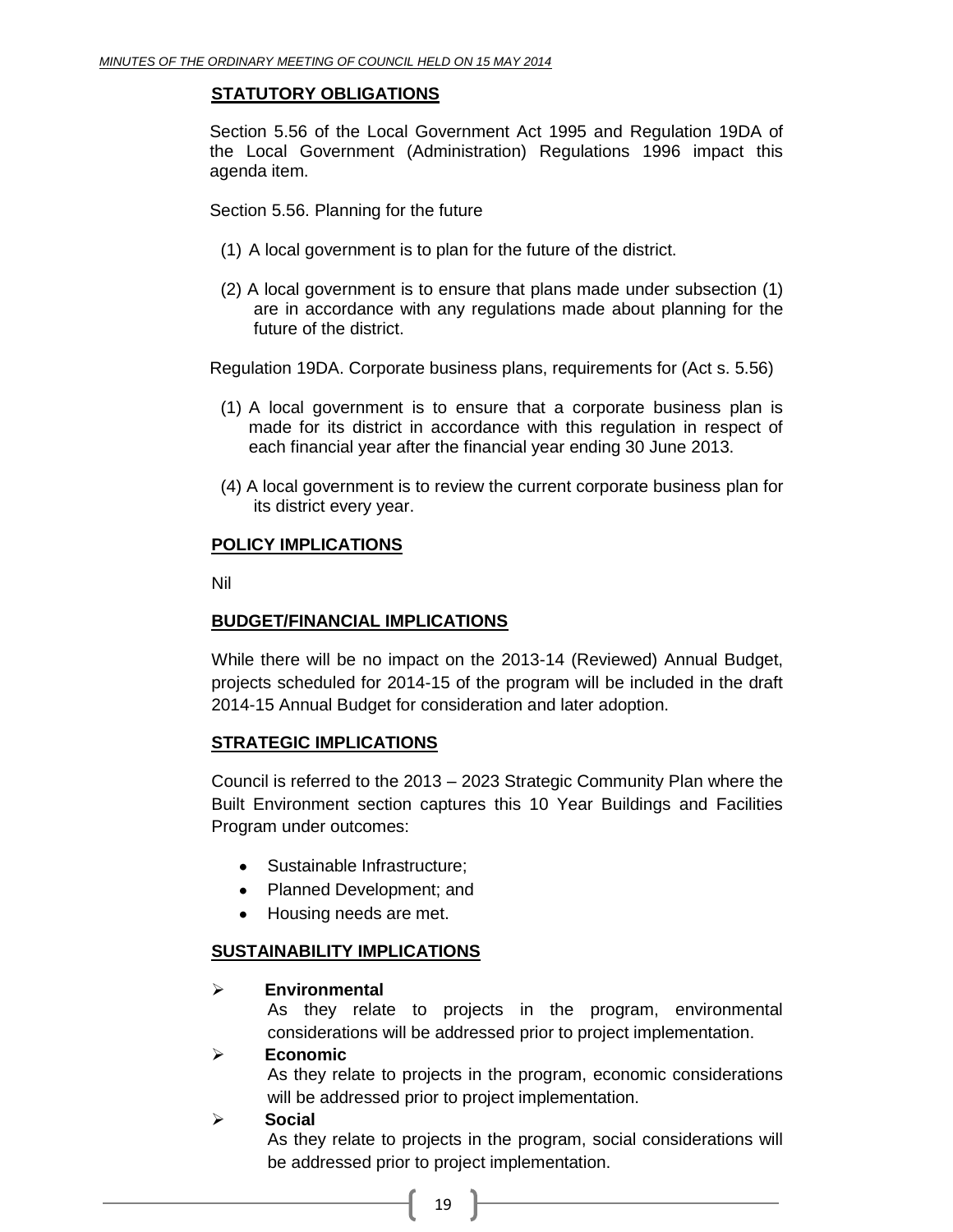**STATUTORY OBLIGATIONS**

Section 5.56 of the Local Government Act 1995 and Regulation 19DA of the Local Government (Administration) Regulations 1996 impact this agenda item.

Section 5.56. Planning for the future

(1) A local government is to plan for the future of the district.

(2) A local government is to ensure that plans made under subsection (1) are in accordance with any regulations made about planning for the future of the district.

Regulation 19DA. Corporate business plans, requirements for (Act s. 5.56)

(1) A local government is to ensure that a corporate business plan is made for its district in accordance with this regulation in respect of each financial year after the financial year ending 30 June 2013.

(4) A local government is to review the current corporate business plan for its district every year.

**POLICY IMPLICATIONS**

Nil

**BUDGET/FINANCIAL IMPLICATIONS**

While there will be no impact on the 2013-14 (Reviewed) Annual Budget, projects scheduled for 2014-15 of the program will be included in the draft 2014-15 Annual Budget for consideration and later adoption.

**STRATEGIC IMPLICATIONS**

Council is referred to the 2013 – 2023 Strategic Community Plan where the Built Environment section captures this 10 Year Buildings and Facilities Program under outcomes:

- Sustainable Infrastructure;
- Planned Development; and
- Housing needs are met.

**SUSTAINABILITY IMPLICATIONS**

- **Environmental**
  As they relate to projects in the program, environmental considerations will be addressed prior to project implementation.
- **Economic**
  As they relate to projects in the program, economic considerations will be addressed prior to project implementation.
- **Social**
  As they relate to projects in the program, social considerations will be addressed prior to project implementation.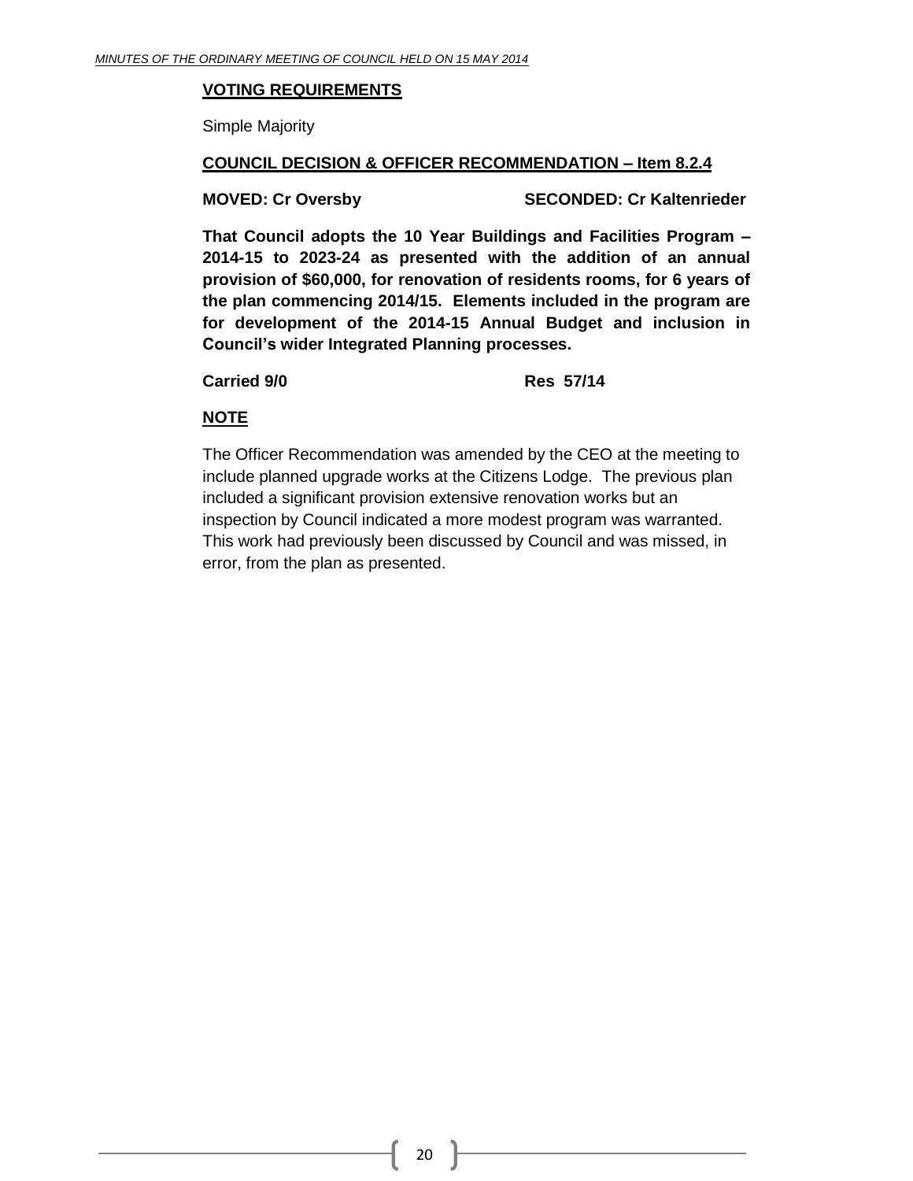**VOTING REQUIREMENTS**

Simple Majority

**COUNCIL DECISION & OFFICER RECOMMENDATION – Item 8.2.4**

**MOVED: Cr Oversby SECONDED: Cr Kaltenrieder**

**That Council adopts the 10 Year Buildings and Facilities Program – 2014-15 to 2023-24 as presented with the addition of an annual provision of $60,000, for renovation of residents rooms, for 6 years of the plan commencing 2014/15. Elements included in the program are for development of the 2014-15 Annual Budget and inclusion in Council's wider Integrated Planning processes.**

**Carried 9/0 Res 57/14**

**NOTE**

The Officer Recommendation was amended by the CEO at the meeting to include planned upgrade works at the Citizens Lodge. The previous plan included a significant provision extensive renovation works but an inspection by Council indicated a more modest program was warranted. This work had previously been discussed by Council and was missed, in error, from the plan as presented.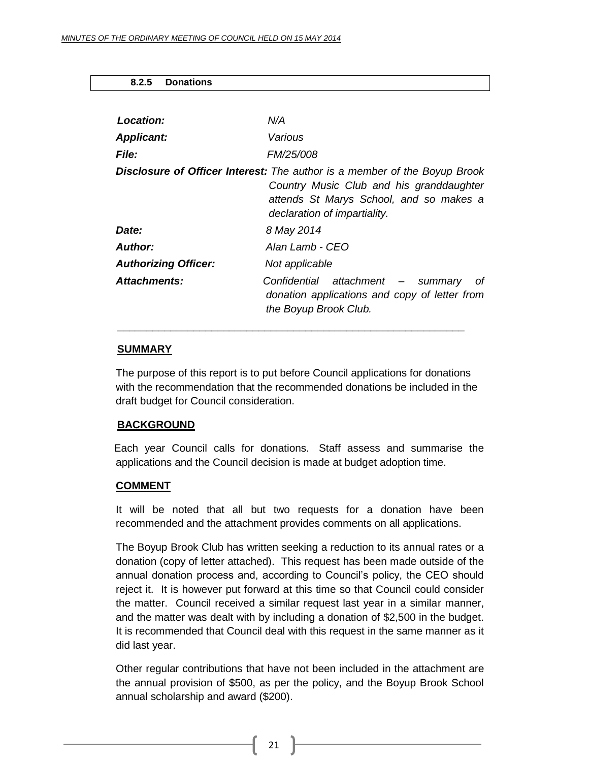### 8.2.5 Donations

| | |
|---|---|
| ***Location:*** | *N/A* |
| ***Applicant:*** | *Various* |
| ***File:*** | *FM/25/008* |
| ***Disclosure of Officer Interest:*** | *The author is a member of the Boyup Brook Country Music Club and his granddaughter attends St Marys School, and so makes a declaration of impartiality.* |
| ***Date:*** | *8 May 2014* |
| ***Author:*** | *Alan Lamb - CEO* |
| ***Authorizing Officer:*** | *Not applicable* |
| ***Attachments:*** | *Confidential attachment – summary of donation applications and copy of letter from the Boyup Brook Club.* |

---

**SUMMARY**

The purpose of this report is to put before Council applications for donations with the recommendation that the recommended donations be included in the draft budget for Council consideration.

**BACKGROUND**

Each year Council calls for donations. Staff assess and summarise the applications and the Council decision is made at budget adoption time.

**COMMENT**

It will be noted that all but two requests for a donation have been recommended and the attachment provides comments on all applications.

The Boyup Brook Club has written seeking a reduction to its annual rates or a donation (copy of letter attached). This request has been made outside of the annual donation process and, according to Council's policy, the CEO should reject it. It is however put forward at this time so that Council could consider the matter. Council received a similar request last year in a similar manner, and the matter was dealt with by including a donation of $2,500 in the budget. It is recommended that Council deal with this request in the same manner as it did last year.

Other regular contributions that have not been included in the attachment are the annual provision of $500, as per the policy, and the Boyup Brook School annual scholarship and award ($200).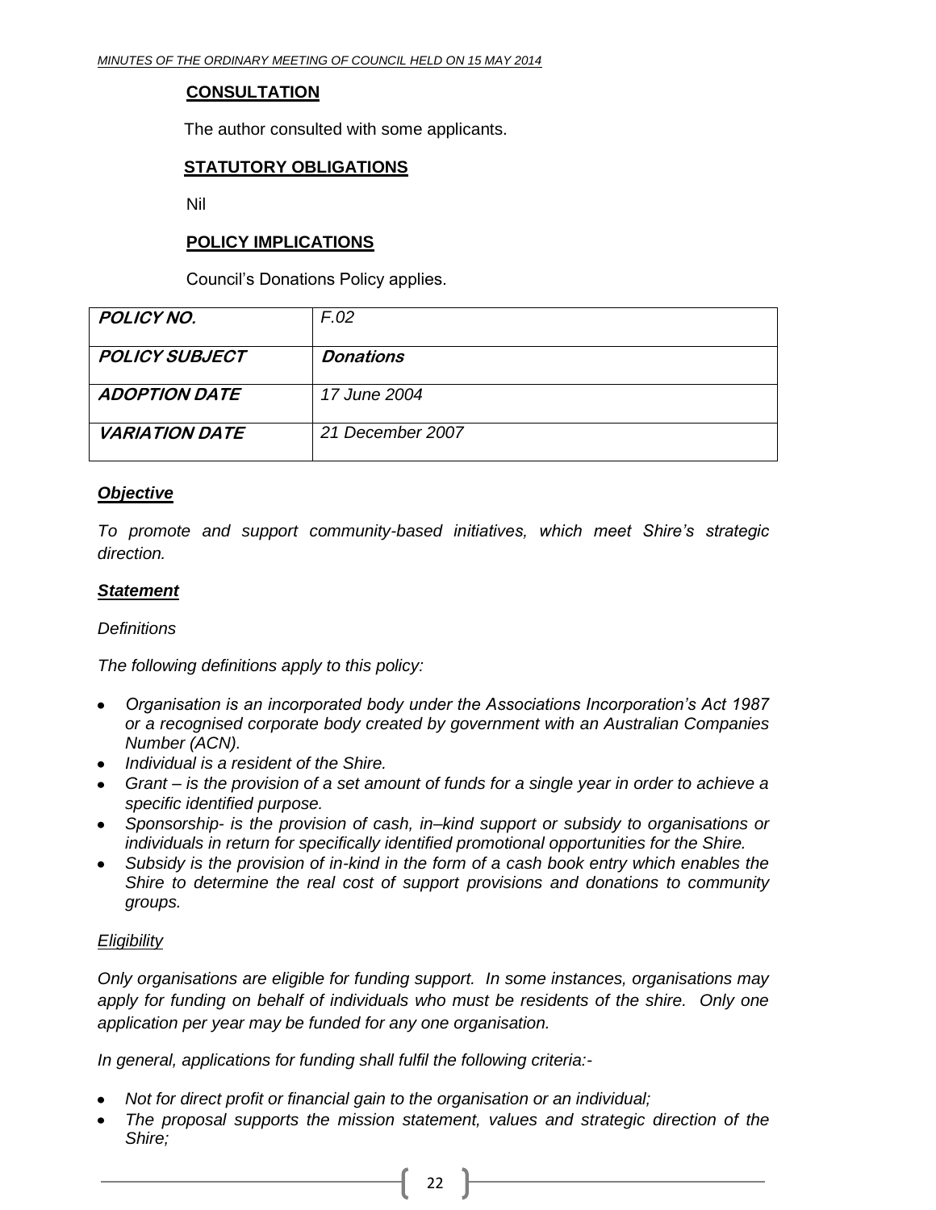**CONSULTATION**

The author consulted with some applicants.

**STATUTORY OBLIGATIONS**

Nil

**POLICY IMPLICATIONS**

Council's Donations Policy applies.

| ***POLICY NO.*** | *F.02* |
|---|---|
| ***POLICY SUBJECT*** | ***Donations*** |
| ***ADOPTION DATE*** | *17 June 2004* |
| ***VARIATION DATE*** | *21 December 2007* |

***Objective***

*To promote and support community-based initiatives, which meet Shire's strategic direction.*

***Statement***

*Definitions*

*The following definitions apply to this policy:*

- *Organisation is an incorporated body under the Associations Incorporation's Act 1987 or a recognised corporate body created by government with an Australian Companies Number (ACN).*
- *Individual is a resident of the Shire.*
- *Grant – is the provision of a set amount of funds for a single year in order to achieve a specific identified purpose.*
- *Sponsorship- is the provision of cash, in–kind support or subsidy to organisations or individuals in return for specifically identified promotional opportunities for the Shire.*
- *Subsidy is the provision of in-kind in the form of a cash book entry which enables the Shire to determine the real cost of support provisions and donations to community groups.*

*Eligibility*

*Only organisations are eligible for funding support. In some instances, organisations may apply for funding on behalf of individuals who must be residents of the shire. Only one application per year may be funded for any one organisation.*

*In general, applications for funding shall fulfil the following criteria:-*

- *Not for direct profit or financial gain to the organisation or an individual;*
- *The proposal supports the mission statement, values and strategic direction of the Shire;*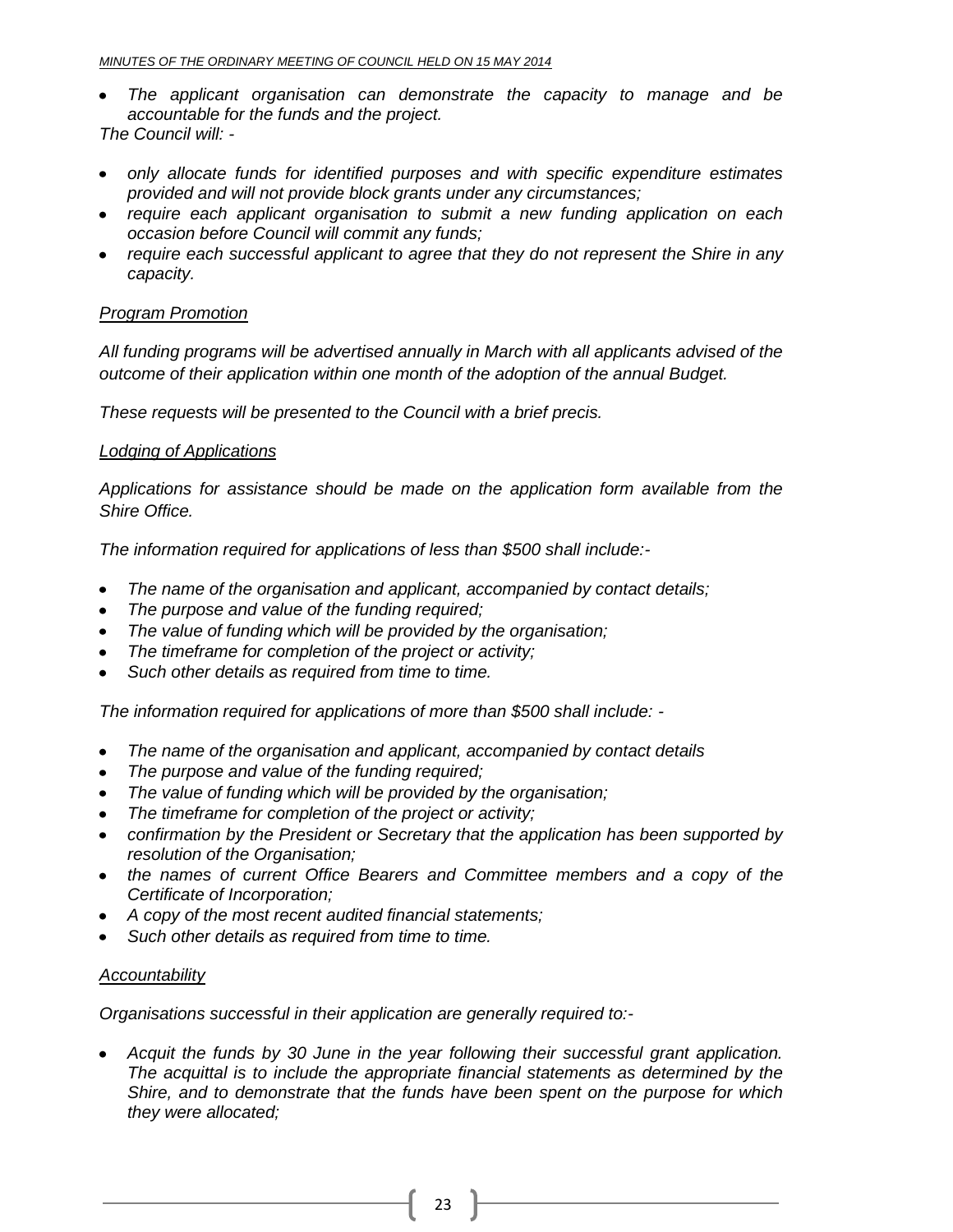- *The applicant organisation can demonstrate the capacity to manage and be accountable for the funds and the project.*

*The Council will: -*

- *only allocate funds for identified purposes and with specific expenditure estimates provided and will not provide block grants under any circumstances;*
- *require each applicant organisation to submit a new funding application on each occasion before Council will commit any funds;*
- *require each successful applicant to agree that they do not represent the Shire in any capacity.*

*<u>Program Promotion</u>*

*All funding programs will be advertised annually in March with all applicants advised of the outcome of their application within one month of the adoption of the annual Budget.*

*These requests will be presented to the Council with a brief precis.*

*<u>Lodging of Applications</u>*

*Applications for assistance should be made on the application form available from the Shire Office.*

*The information required for applications of less than $500 shall include:-*

- *The name of the organisation and applicant, accompanied by contact details;*
- *The purpose and value of the funding required;*
- *The value of funding which will be provided by the organisation;*
- *The timeframe for completion of the project or activity;*
- *Such other details as required from time to time.*

*The information required for applications of more than $500 shall include: -*

- *The name of the organisation and applicant, accompanied by contact details*
- *The purpose and value of the funding required;*
- *The value of funding which will be provided by the organisation;*
- *The timeframe for completion of the project or activity;*
- *confirmation by the President or Secretary that the application has been supported by resolution of the Organisation;*
- *the names of current Office Bearers and Committee members and a copy of the Certificate of Incorporation;*
- *A copy of the most recent audited financial statements;*
- *Such other details as required from time to time.*

*<u>Accountability</u>*

*Organisations successful in their application are generally required to:-*

- *Acquit the funds by 30 June in the year following their successful grant application. The acquittal is to include the appropriate financial statements as determined by the Shire, and to demonstrate that the funds have been spent on the purpose for which they were allocated;*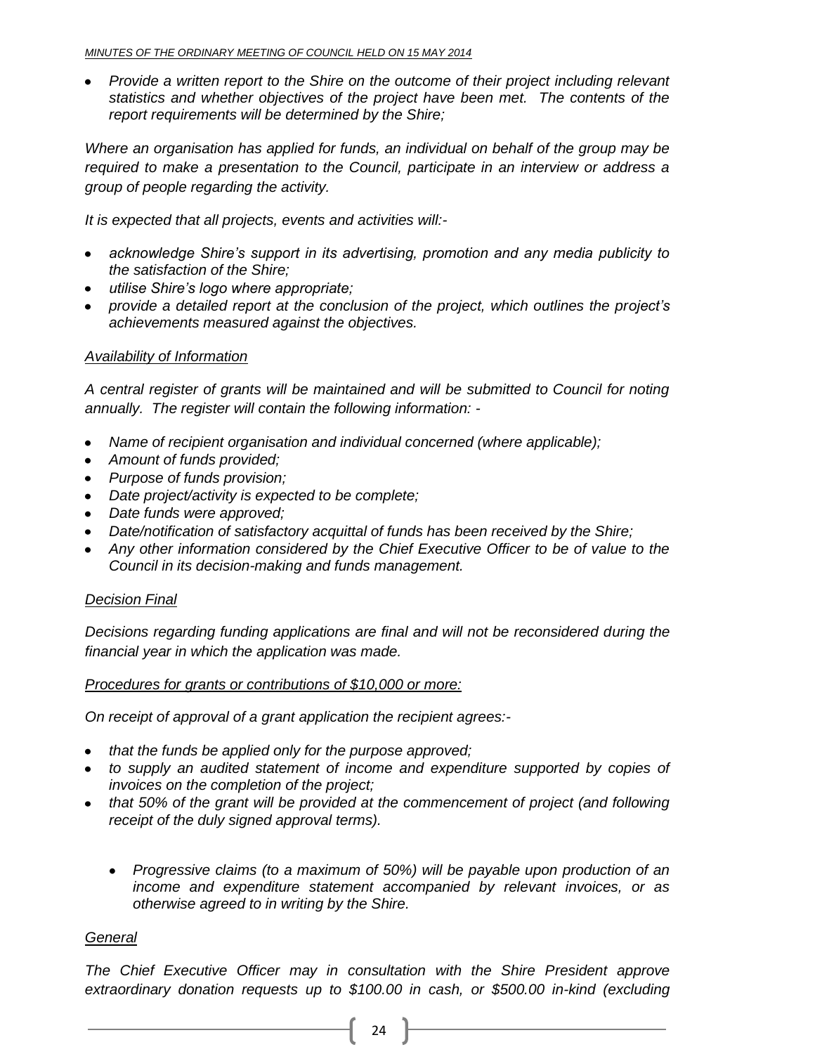- *Provide a written report to the Shire on the outcome of their project including relevant statistics and whether objectives of the project have been met. The contents of the report requirements will be determined by the Shire;*

*Where an organisation has applied for funds, an individual on behalf of the group may be required to make a presentation to the Council, participate in an interview or address a group of people regarding the activity.*

*It is expected that all projects, events and activities will:-*

- *acknowledge Shire's support in its advertising, promotion and any media publicity to the satisfaction of the Shire;*
- *utilise Shire's logo where appropriate;*
- *provide a detailed report at the conclusion of the project, which outlines the project's achievements measured against the objectives.*

*Availability of Information*

*A central register of grants will be maintained and will be submitted to Council for noting annually. The register will contain the following information: -*

- *Name of recipient organisation and individual concerned (where applicable);*
- *Amount of funds provided;*
- *Purpose of funds provision;*
- *Date project/activity is expected to be complete;*
- *Date funds were approved;*
- *Date/notification of satisfactory acquittal of funds has been received by the Shire;*
- *Any other information considered by the Chief Executive Officer to be of value to the Council in its decision-making and funds management.*

*Decision Final*

*Decisions regarding funding applications are final and will not be reconsidered during the financial year in which the application was made.*

*Procedures for grants or contributions of $10,000 or more:*

*On receipt of approval of a grant application the recipient agrees:-*

- *that the funds be applied only for the purpose approved;*
- *to supply an audited statement of income and expenditure supported by copies of invoices on the completion of the project;*
- *that 50% of the grant will be provided at the commencement of project (and following receipt of the duly signed approval terms).*

  - *Progressive claims (to a maximum of 50%) will be payable upon production of an income and expenditure statement accompanied by relevant invoices, or as otherwise agreed to in writing by the Shire.*

*General*

*The Chief Executive Officer may in consultation with the Shire President approve extraordinary donation requests up to $100.00 in cash, or $500.00 in-kind (excluding*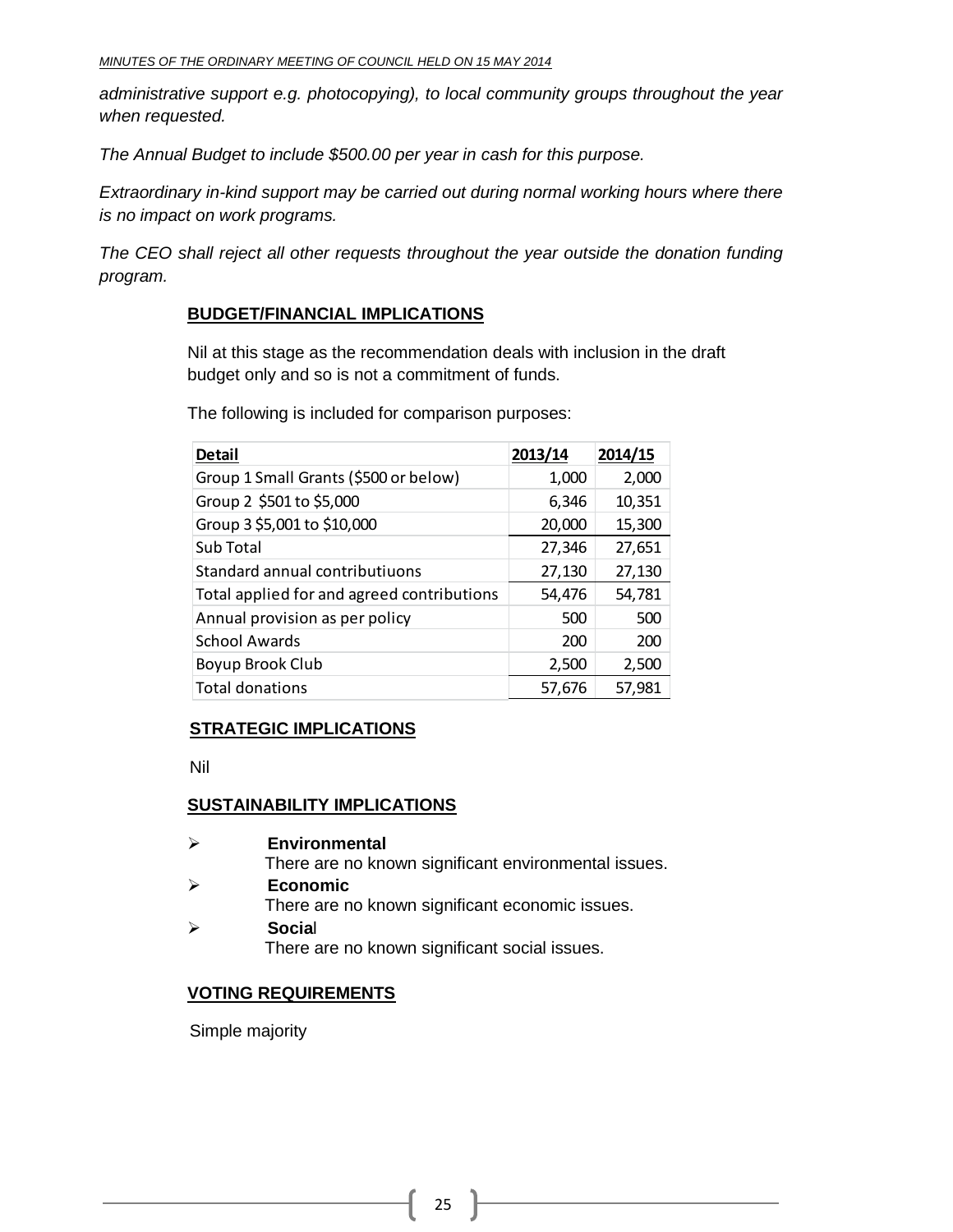*administrative support e.g. photocopying), to local community groups throughout the year when requested.*

*The Annual Budget to include $500.00 per year in cash for this purpose.*

*Extraordinary in-kind support may be carried out during normal working hours where there is no impact on work programs.*

*The CEO shall reject all other requests throughout the year outside the donation funding program.*

## BUDGET/FINANCIAL IMPLICATIONS

Nil at this stage as the recommendation deals with inclusion in the draft budget only and so is not a commitment of funds.

The following is included for comparison purposes:

| Detail | 2013/14 | 2014/15 |
|---|---|---|
| Group 1 Small Grants ($500 or below) | 1,000 | 2,000 |
| Group 2 $501 to $5,000 | 6,346 | 10,351 |
| Group 3 $5,001 to $10,000 | 20,000 | 15,300 |
| Sub Total | 27,346 | 27,651 |
| Standard annual contributiuons | 27,130 | 27,130 |
| Total applied for and agreed contributions | 54,476 | 54,781 |
| Annual provision as per policy | 500 | 500 |
| School Awards | 200 | 200 |
| Boyup Brook Club | 2,500 | 2,500 |
| Total donations | 57,676 | 57,981 |

## STRATEGIC IMPLICATIONS

Nil

## SUSTAINABILITY IMPLICATIONS

- **Environmental**
  There are no known significant environmental issues.
- **Economic**
  There are no known significant economic issues.
- **Social**
  There are no known significant social issues.

## VOTING REQUIREMENTS

Simple majority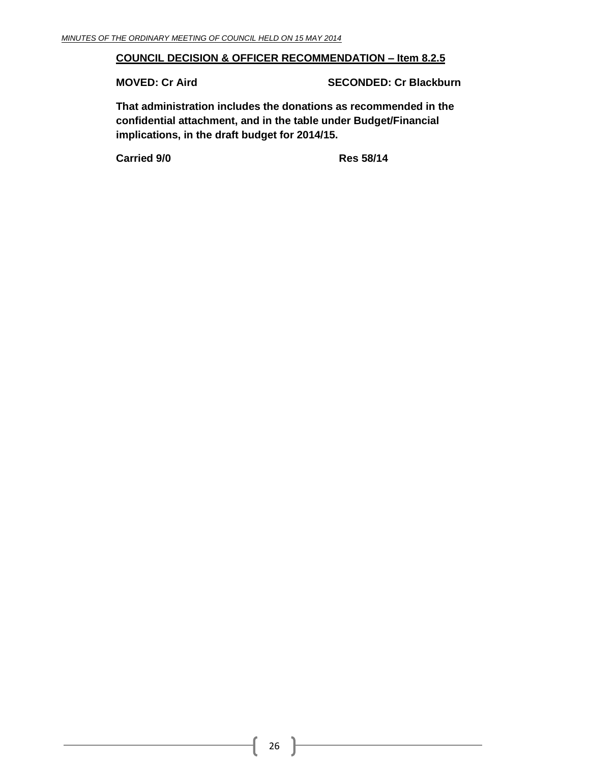**<u>COUNCIL DECISION & OFFICER RECOMMENDATION – Item 8.2.5</u>**

**MOVED: Cr Aird** **SECONDED: Cr Blackburn**

**That administration includes the donations as recommended in the confidential attachment, and in the table under Budget/Financial implications, in the draft budget for 2014/15.**

**Carried 9/0** **Res 58/14**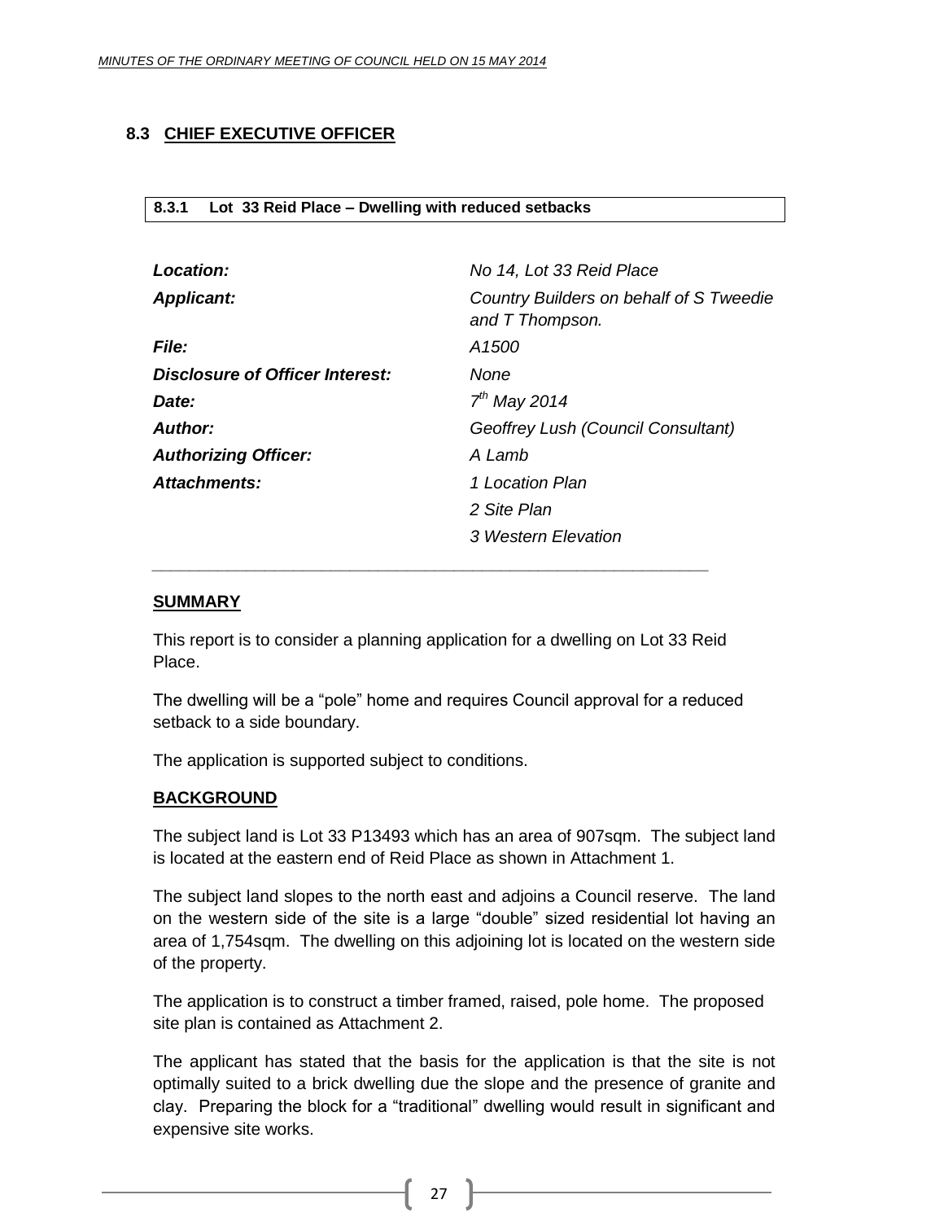## 8.3 CHIEF EXECUTIVE OFFICER

### 8.3.1 Lot 33 Reid Place – Dwelling with reduced setbacks

| | |
|---|---|
| ***Location:*** | *No 14, Lot 33 Reid Place* |
| ***Applicant:*** | *Country Builders on behalf of S Tweedie and T Thompson.* |
| ***File:*** | *A1500* |
| ***Disclosure of Officer Interest:*** | *None* |
| ***Date:*** | *7th May 2014* |
| ***Author:*** | *Geoffrey Lush (Council Consultant)* |
| ***Authorizing Officer:*** | *A Lamb* |
| ***Attachments:*** | *1 Location Plan* |
| | *2 Site Plan* |
| | *3 Western Elevation* |

## SUMMARY

This report is to consider a planning application for a dwelling on Lot 33 Reid Place.

The dwelling will be a "pole" home and requires Council approval for a reduced setback to a side boundary.

The application is supported subject to conditions.

## BACKGROUND

The subject land is Lot 33 P13493 which has an area of 907sqm. The subject land is located at the eastern end of Reid Place as shown in Attachment 1.

The subject land slopes to the north east and adjoins a Council reserve. The land on the western side of the site is a large "double" sized residential lot having an area of 1,754sqm. The dwelling on this adjoining lot is located on the western side of the property.

The application is to construct a timber framed, raised, pole home. The proposed site plan is contained as Attachment 2.

The applicant has stated that the basis for the application is that the site is not optimally suited to a brick dwelling due the slope and the presence of granite and clay. Preparing the block for a "traditional" dwelling would result in significant and expensive site works.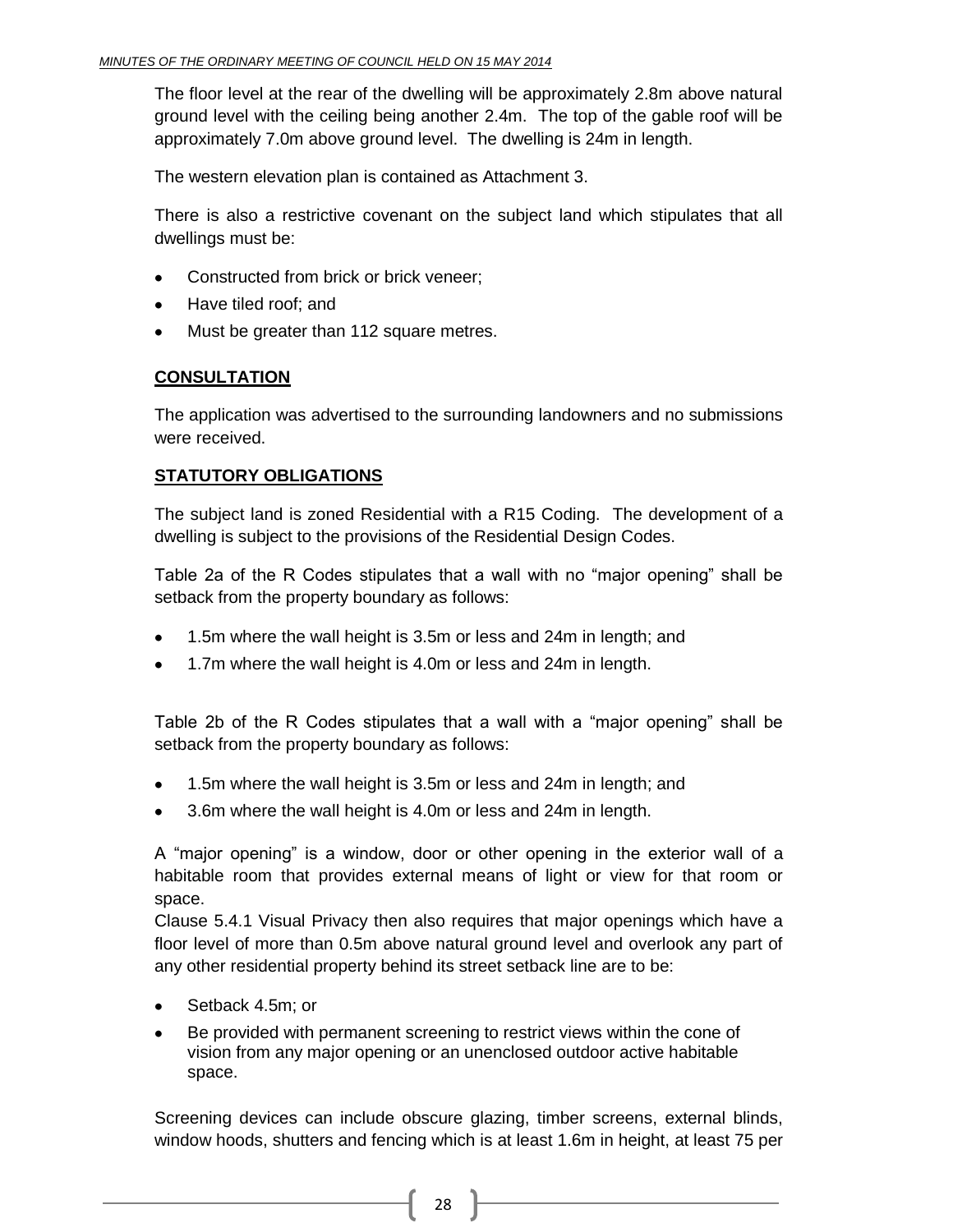The floor level at the rear of the dwelling will be approximately 2.8m above natural ground level with the ceiling being another 2.4m. The top of the gable roof will be approximately 7.0m above ground level. The dwelling is 24m in length.

The western elevation plan is contained as Attachment 3.

There is also a restrictive covenant on the subject land which stipulates that all dwellings must be:

- Constructed from brick or brick veneer;
- Have tiled roof; and
- Must be greater than 112 square metres.

## CONSULTATION

The application was advertised to the surrounding landowners and no submissions were received.

## STATUTORY OBLIGATIONS

The subject land is zoned Residential with a R15 Coding. The development of a dwelling is subject to the provisions of the Residential Design Codes.

Table 2a of the R Codes stipulates that a wall with no "major opening" shall be setback from the property boundary as follows:

- 1.5m where the wall height is 3.5m or less and 24m in length; and
- 1.7m where the wall height is 4.0m or less and 24m in length.

Table 2b of the R Codes stipulates that a wall with a "major opening" shall be setback from the property boundary as follows:

- 1.5m where the wall height is 3.5m or less and 24m in length; and
- 3.6m where the wall height is 4.0m or less and 24m in length.

A "major opening" is a window, door or other opening in the exterior wall of a habitable room that provides external means of light or view for that room or space.

Clause 5.4.1 Visual Privacy then also requires that major openings which have a floor level of more than 0.5m above natural ground level and overlook any part of any other residential property behind its street setback line are to be:

- Setback 4.5m; or
- Be provided with permanent screening to restrict views within the cone of vision from any major opening or an unenclosed outdoor active habitable space.

Screening devices can include obscure glazing, timber screens, external blinds, window hoods, shutters and fencing which is at least 1.6m in height, at least 75 per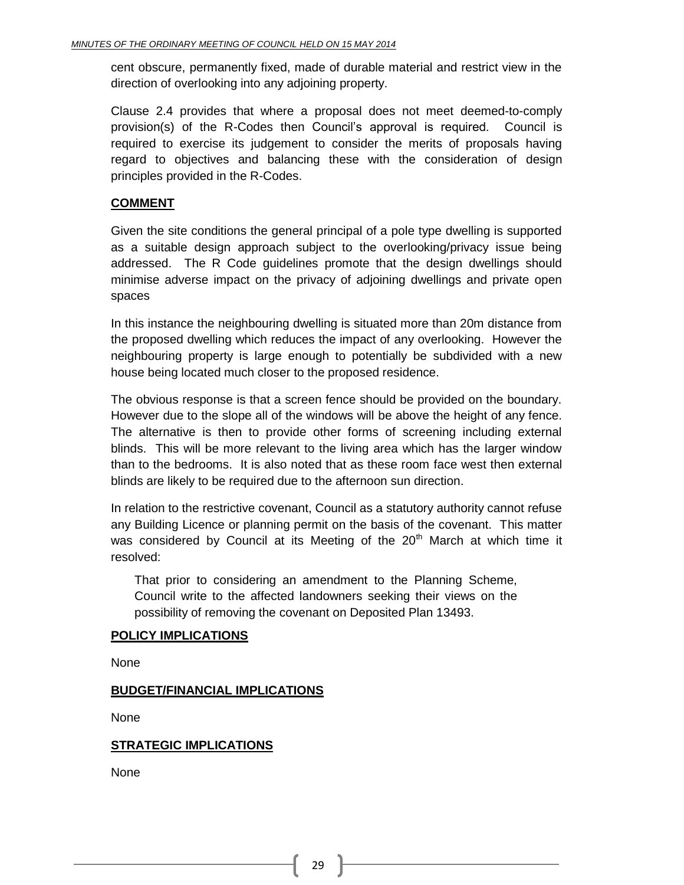cent obscure, permanently fixed, made of durable material and restrict view in the direction of overlooking into any adjoining property.

Clause 2.4 provides that where a proposal does not meet deemed-to-comply provision(s) of the R-Codes then Council's approval is required. Council is required to exercise its judgement to consider the merits of proposals having regard to objectives and balancing these with the consideration of design principles provided in the R-Codes.

## COMMENT

Given the site conditions the general principal of a pole type dwelling is supported as a suitable design approach subject to the overlooking/privacy issue being addressed. The R Code guidelines promote that the design dwellings should minimise adverse impact on the privacy of adjoining dwellings and private open spaces

In this instance the neighbouring dwelling is situated more than 20m distance from the proposed dwelling which reduces the impact of any overlooking. However the neighbouring property is large enough to potentially be subdivided with a new house being located much closer to the proposed residence.

The obvious response is that a screen fence should be provided on the boundary. However due to the slope all of the windows will be above the height of any fence. The alternative is then to provide other forms of screening including external blinds. This will be more relevant to the living area which has the larger window than to the bedrooms. It is also noted that as these room face west then external blinds are likely to be required due to the afternoon sun direction.

In relation to the restrictive covenant, Council as a statutory authority cannot refuse any Building Licence or planning permit on the basis of the covenant. This matter was considered by Council at its Meeting of the 20th March at which time it resolved:

> That prior to considering an amendment to the Planning Scheme, Council write to the affected landowners seeking their views on the possibility of removing the covenant on Deposited Plan 13493.

## POLICY IMPLICATIONS

None

## BUDGET/FINANCIAL IMPLICATIONS

None

## STRATEGIC IMPLICATIONS

None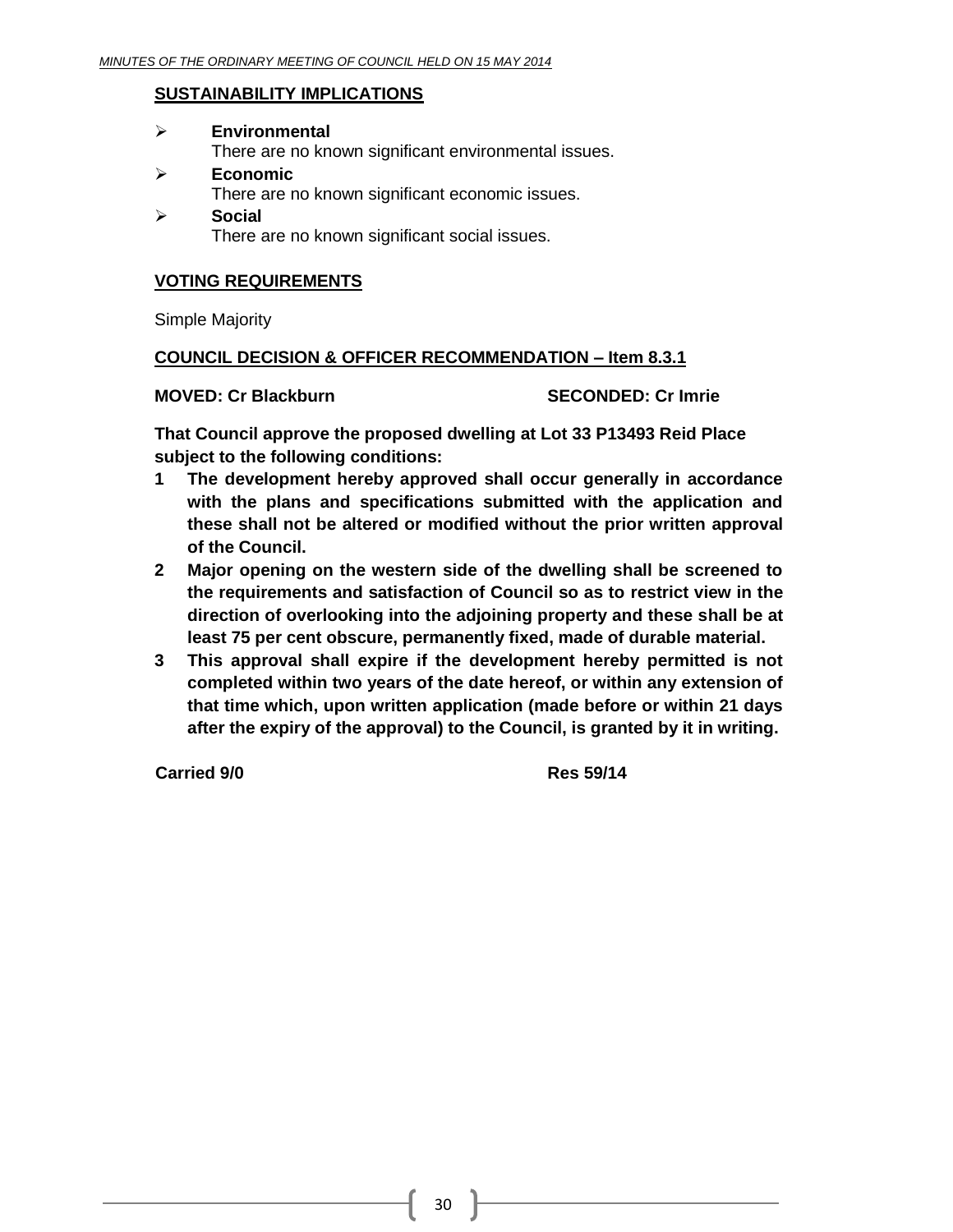## SUSTAINABILITY IMPLICATIONS

- **Environmental**
  There are no known significant environmental issues.
- **Economic**
  There are no known significant economic issues.
- **Social**
  There are no known significant social issues.

## VOTING REQUIREMENTS

Simple Majority

## COUNCIL DECISION & OFFICER RECOMMENDATION – Item 8.3.1

**MOVED: Cr Blackburn** **SECONDED: Cr Imrie**

**That Council approve the proposed dwelling at Lot 33 P13493 Reid Place subject to the following conditions:**

1. **The development hereby approved shall occur generally in accordance with the plans and specifications submitted with the application and these shall not be altered or modified without the prior written approval of the Council.**
2. **Major opening on the western side of the dwelling shall be screened to the requirements and satisfaction of Council so as to restrict view in the direction of overlooking into the adjoining property and these shall be at least 75 per cent obscure, permanently fixed, made of durable material.**
3. **This approval shall expire if the development hereby permitted is not completed within two years of the date hereof, or within any extension of that time which, upon written application (made before or within 21 days after the expiry of the approval) to the Council, is granted by it in writing.**

**Carried 9/0** **Res 59/14**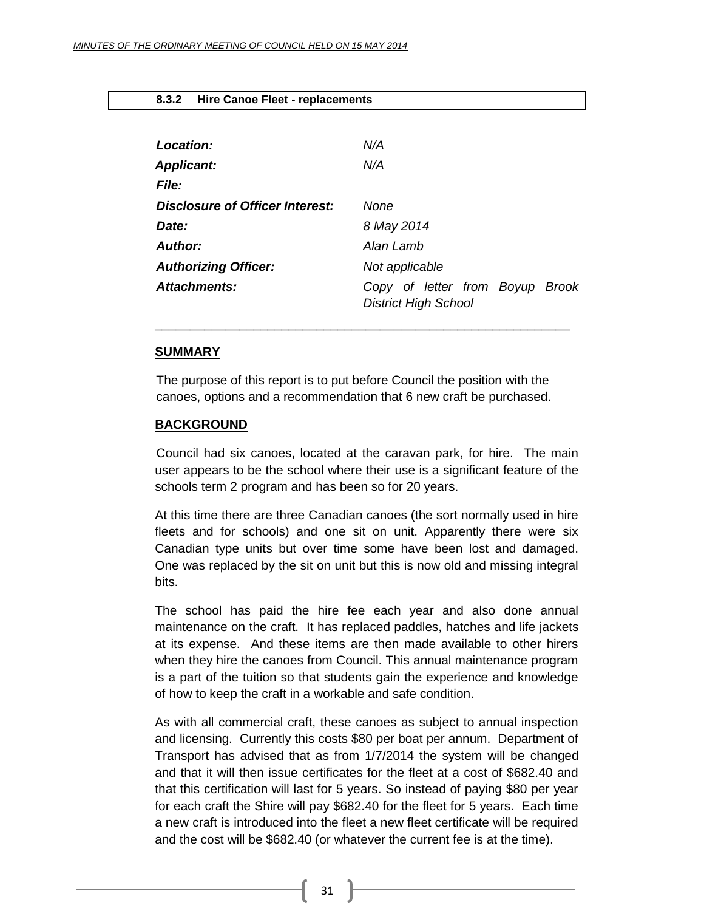### 8.3.2 Hire Canoe Fleet - replacements

| | |
|---|---|
| ***Location:*** | *N/A* |
| ***Applicant:*** | *N/A* |
| ***File:*** | |
| ***Disclosure of Officer Interest:*** | *None* |
| ***Date:*** | *8 May 2014* |
| ***Author:*** | *Alan Lamb* |
| ***Authorizing Officer:*** | *Not applicable* |
| ***Attachments:*** | *Copy of letter from Boyup Brook District High School* |

---

**SUMMARY**

The purpose of this report is to put before Council the position with the canoes, options and a recommendation that 6 new craft be purchased.

**BACKGROUND**

Council had six canoes, located at the caravan park, for hire. The main user appears to be the school where their use is a significant feature of the schools term 2 program and has been so for 20 years.

At this time there are three Canadian canoes (the sort normally used in hire fleets and for schools) and one sit on unit. Apparently there were six Canadian type units but over time some have been lost and damaged. One was replaced by the sit on unit but this is now old and missing integral bits.

The school has paid the hire fee each year and also done annual maintenance on the craft. It has replaced paddles, hatches and life jackets at its expense. And these items are then made available to other hirers when they hire the canoes from Council. This annual maintenance program is a part of the tuition so that students gain the experience and knowledge of how to keep the craft in a workable and safe condition.

As with all commercial craft, these canoes as subject to annual inspection and licensing. Currently this costs $80 per boat per annum. Department of Transport has advised that as from 1/7/2014 the system will be changed and that it will then issue certificates for the fleet at a cost of $682.40 and that this certification will last for 5 years. So instead of paying $80 per year for each craft the Shire will pay $682.40 for the fleet for 5 years. Each time a new craft is introduced into the fleet a new fleet certificate will be required and the cost will be $682.40 (or whatever the current fee is at the time).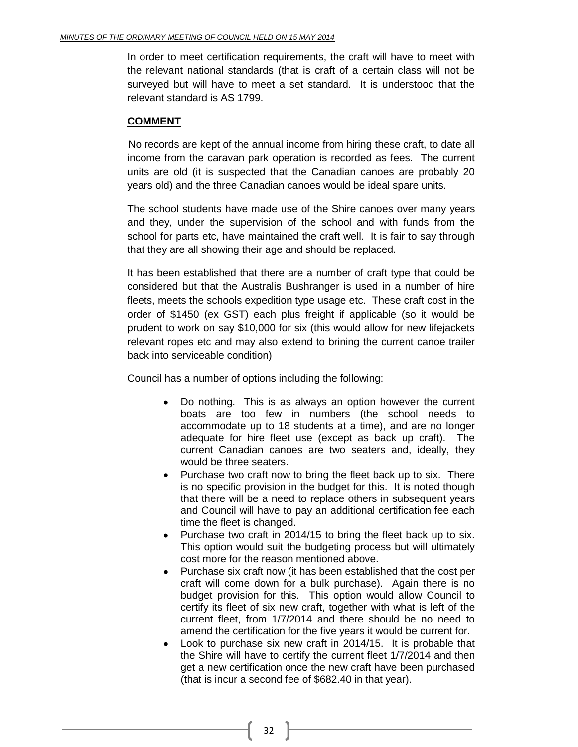In order to meet certification requirements, the craft will have to meet with the relevant national standards (that is craft of a certain class will not be surveyed but will have to meet a set standard. It is understood that the relevant standard is AS 1799.

**COMMENT**

No records are kept of the annual income from hiring these craft, to date all income from the caravan park operation is recorded as fees. The current units are old (it is suspected that the Canadian canoes are probably 20 years old) and the three Canadian canoes would be ideal spare units.

The school students have made use of the Shire canoes over many years and they, under the supervision of the school and with funds from the school for parts etc, have maintained the craft well. It is fair to say through that they are all showing their age and should be replaced.

It has been established that there are a number of craft type that could be considered but that the Australis Bushranger is used in a number of hire fleets, meets the schools expedition type usage etc. These craft cost in the order of $1450 (ex GST) each plus freight if applicable (so it would be prudent to work on say $10,000 for six (this would allow for new lifejackets relevant ropes etc and may also extend to brining the current canoe trailer back into serviceable condition)

Council has a number of options including the following:

- Do nothing. This is as always an option however the current boats are too few in numbers (the school needs to accommodate up to 18 students at a time), and are no longer adequate for hire fleet use (except as back up craft). The current Canadian canoes are two seaters and, ideally, they would be three seaters.
- Purchase two craft now to bring the fleet back up to six. There is no specific provision in the budget for this. It is noted though that there will be a need to replace others in subsequent years and Council will have to pay an additional certification fee each time the fleet is changed.
- Purchase two craft in 2014/15 to bring the fleet back up to six. This option would suit the budgeting process but will ultimately cost more for the reason mentioned above.
- Purchase six craft now (it has been established that the cost per craft will come down for a bulk purchase). Again there is no budget provision for this. This option would allow Council to certify its fleet of six new craft, together with what is left of the current fleet, from 1/7/2014 and there should be no need to amend the certification for the five years it would be current for.
- Look to purchase six new craft in 2014/15. It is probable that the Shire will have to certify the current fleet 1/7/2014 and then get a new certification once the new craft have been purchased (that is incur a second fee of $682.40 in that year).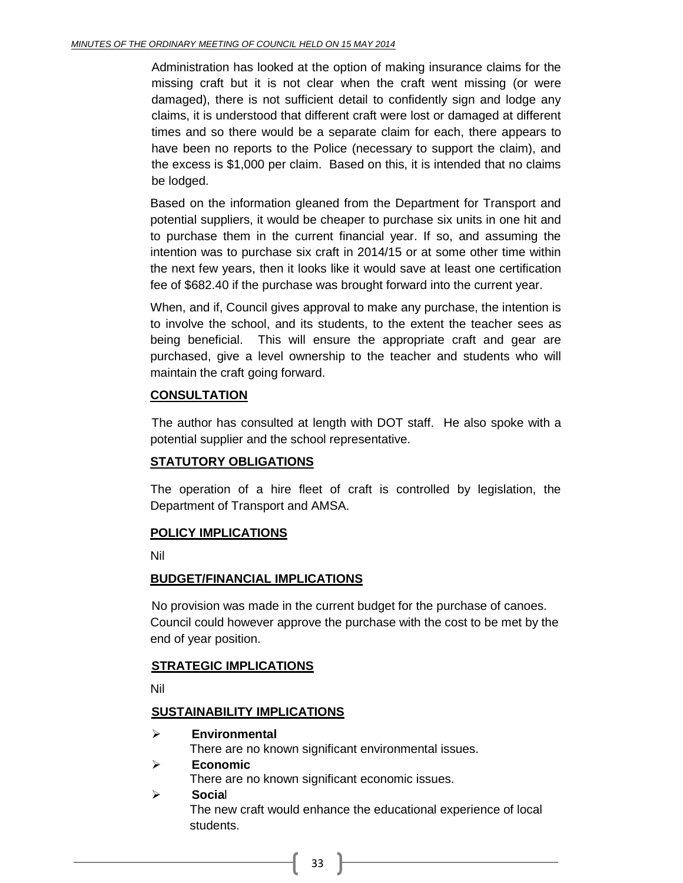Administration has looked at the option of making insurance claims for the missing craft but it is not clear when the craft went missing (or were damaged), there is not sufficient detail to confidently sign and lodge any claims, it is understood that different craft were lost or damaged at different times and so there would be a separate claim for each, there appears to have been no reports to the Police (necessary to support the claim), and the excess is $1,000 per claim. Based on this, it is intended that no claims be lodged.

Based on the information gleaned from the Department for Transport and potential suppliers, it would be cheaper to purchase six units in one hit and to purchase them in the current financial year. If so, and assuming the intention was to purchase six craft in 2014/15 or at some other time within the next few years, then it looks like it would save at least one certification fee of $682.40 if the purchase was brought forward into the current year.

When, and if, Council gives approval to make any purchase, the intention is to involve the school, and its students, to the extent the teacher sees as being beneficial. This will ensure the appropriate craft and gear are purchased, give a level ownership to the teacher and students who will maintain the craft going forward.

**CONSULTATION**

The author has consulted at length with DOT staff. He also spoke with a potential supplier and the school representative.

**STATUTORY OBLIGATIONS**

The operation of a hire fleet of craft is controlled by legislation, the Department of Transport and AMSA.

**POLICY IMPLICATIONS**

Nil

**BUDGET/FINANCIAL IMPLICATIONS**

No provision was made in the current budget for the purchase of canoes. Council could however approve the purchase with the cost to be met by the end of year position.

**STRATEGIC IMPLICATIONS**

Nil

**SUSTAINABILITY IMPLICATIONS**

- **Environmental**
  There are no known significant environmental issues.
- **Economic**
  There are no known significant economic issues.
- **Social**
  The new craft would enhance the educational experience of local students.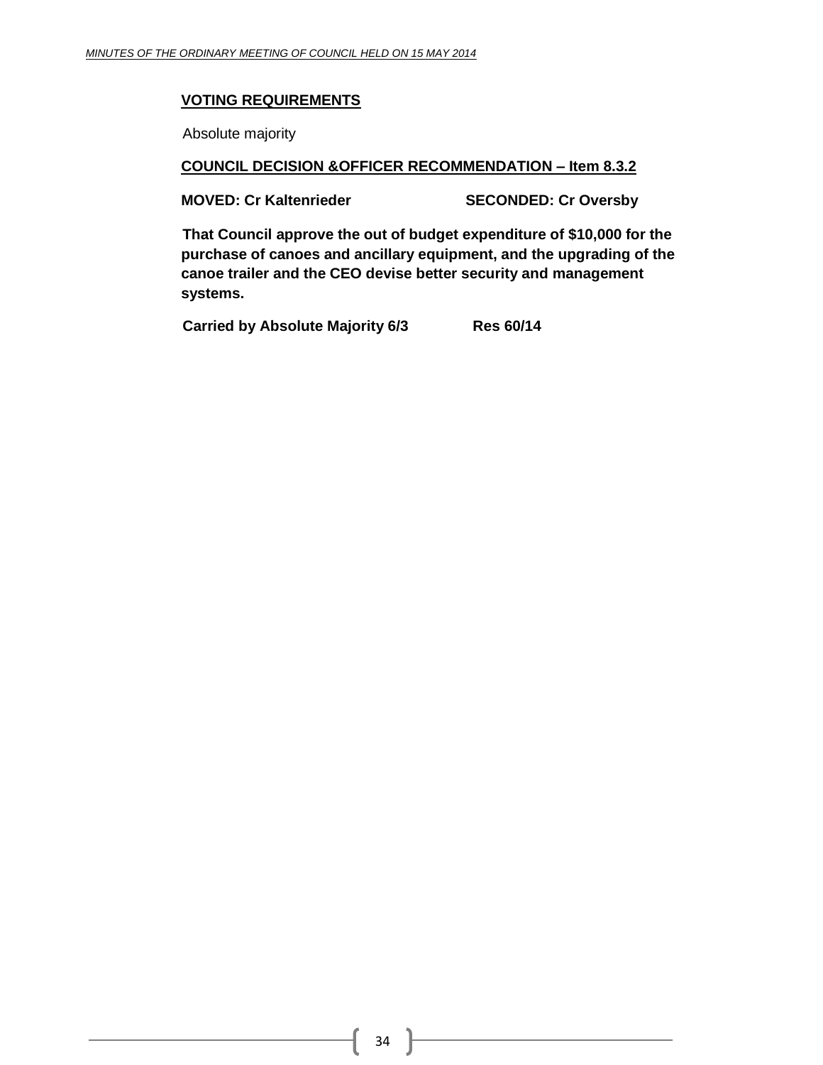**VOTING REQUIREMENTS**

Absolute majority

**COUNCIL DECISION &OFFICER RECOMMENDATION – Item 8.3.2**

**MOVED: Cr Kaltenrieder** **SECONDED: Cr Oversby**

**That Council approve the out of budget expenditure of $10,000 for the purchase of canoes and ancillary equipment, and the upgrading of the canoe trailer and the CEO devise better security and management systems.**

**Carried by Absolute Majority 6/3** **Res 60/14**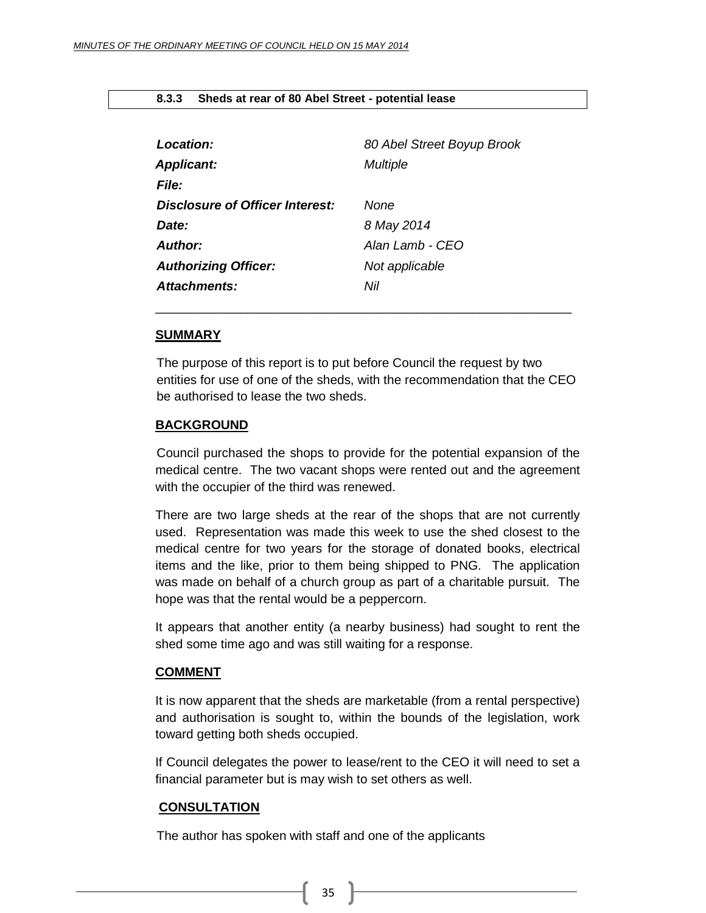### 8.3.3 Sheds at rear of 80 Abel Street - potential lease

| | |
|---|---|
| ***Location:*** | *80 Abel Street Boyup Brook* |
| ***Applicant:*** | *Multiple* |
| ***File:*** | |
| ***Disclosure of Officer Interest:*** | *None* |
| ***Date:*** | *8 May 2014* |
| ***Author:*** | *Alan Lamb - CEO* |
| ***Authorizing Officer:*** | *Not applicable* |
| ***Attachments:*** | *Nil* |

---

**SUMMARY**

The purpose of this report is to put before Council the request by two entities for use of one of the sheds, with the recommendation that the CEO be authorised to lease the two sheds.

**BACKGROUND**

Council purchased the shops to provide for the potential expansion of the medical centre. The two vacant shops were rented out and the agreement with the occupier of the third was renewed.

There are two large sheds at the rear of the shops that are not currently used. Representation was made this week to use the shed closest to the medical centre for two years for the storage of donated books, electrical items and the like, prior to them being shipped to PNG. The application was made on behalf of a church group as part of a charitable pursuit. The hope was that the rental would be a peppercorn.

It appears that another entity (a nearby business) had sought to rent the shed some time ago and was still waiting for a response.

**COMMENT**

It is now apparent that the sheds are marketable (from a rental perspective) and authorisation is sought to, within the bounds of the legislation, work toward getting both sheds occupied.

If Council delegates the power to lease/rent to the CEO it will need to set a financial parameter but is may wish to set others as well.

**CONSULTATION**

The author has spoken with staff and one of the applicants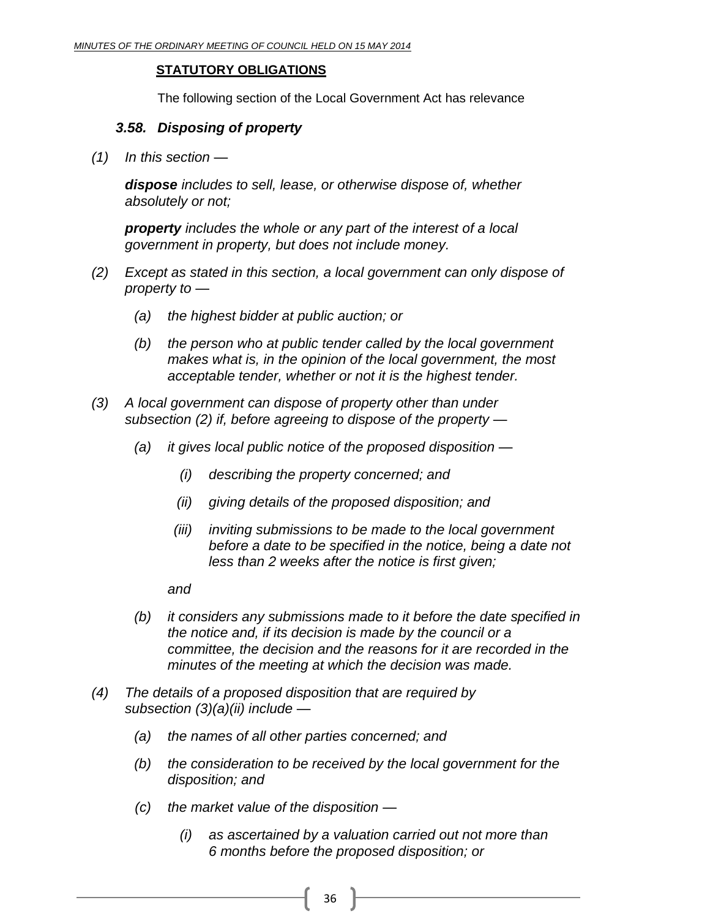**STATUTORY OBLIGATIONS**

The following section of the Local Government Act has relevance

***3.58. Disposing of property***

*(1) In this section —*

***dispose*** *includes to sell, lease, or otherwise dispose of, whether absolutely or not;*

***property*** *includes the whole or any part of the interest of a local government in property, but does not include money.*

*(2) Except as stated in this section, a local government can only dispose of property to —*

*(a) the highest bidder at public auction; or*

*(b) the person who at public tender called by the local government makes what is, in the opinion of the local government, the most acceptable tender, whether or not it is the highest tender.*

*(3) A local government can dispose of property other than under subsection (2) if, before agreeing to dispose of the property —*

*(a) it gives local public notice of the proposed disposition —*

*(i) describing the property concerned; and*

*(ii) giving details of the proposed disposition; and*

*(iii) inviting submissions to be made to the local government before a date to be specified in the notice, being a date not less than 2 weeks after the notice is first given;*

*and*

*(b) it considers any submissions made to it before the date specified in the notice and, if its decision is made by the council or a committee, the decision and the reasons for it are recorded in the minutes of the meeting at which the decision was made.*

*(4) The details of a proposed disposition that are required by subsection (3)(a)(ii) include —*

*(a) the names of all other parties concerned; and*

*(b) the consideration to be received by the local government for the disposition; and*

*(c) the market value of the disposition —*

*(i) as ascertained by a valuation carried out not more than 6 months before the proposed disposition; or*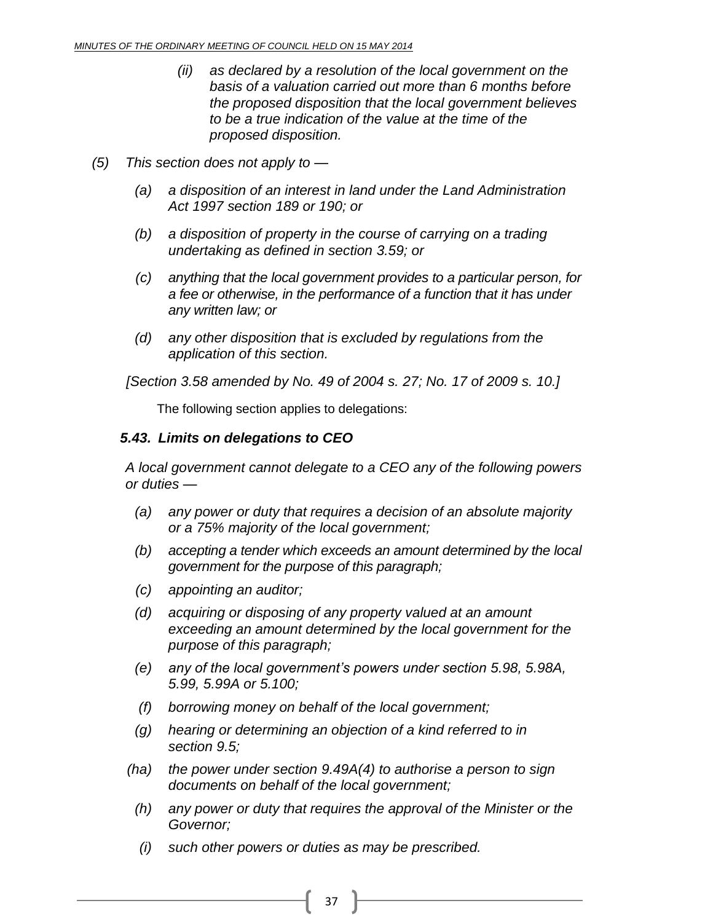*(ii) as declared by a resolution of the local government on the basis of a valuation carried out more than 6 months before the proposed disposition that the local government believes to be a true indication of the value at the time of the proposed disposition.*

*(5) This section does not apply to —*

*(a) a disposition of an interest in land under the Land Administration Act 1997 section 189 or 190; or*

*(b) a disposition of property in the course of carrying on a trading undertaking as defined in section 3.59; or*

*(c) anything that the local government provides to a particular person, for a fee or otherwise, in the performance of a function that it has under any written law; or*

*(d) any other disposition that is excluded by regulations from the application of this section.*

*[Section 3.58 amended by No. 49 of 2004 s. 27; No. 17 of 2009 s. 10.]*

The following section applies to delegations:

***5.43. Limits on delegations to CEO***

*A local government cannot delegate to a CEO any of the following powers or duties —*

*(a) any power or duty that requires a decision of an absolute majority or a 75% majority of the local government;*

*(b) accepting a tender which exceeds an amount determined by the local government for the purpose of this paragraph;*

*(c) appointing an auditor;*

*(d) acquiring or disposing of any property valued at an amount exceeding an amount determined by the local government for the purpose of this paragraph;*

*(e) any of the local government's powers under section 5.98, 5.98A, 5.99, 5.99A or 5.100;*

*(f) borrowing money on behalf of the local government;*

*(g) hearing or determining an objection of a kind referred to in section 9.5;*

*(ha) the power under section 9.49A(4) to authorise a person to sign documents on behalf of the local government;*

*(h) any power or duty that requires the approval of the Minister or the Governor;*

*(i) such other powers or duties as may be prescribed.*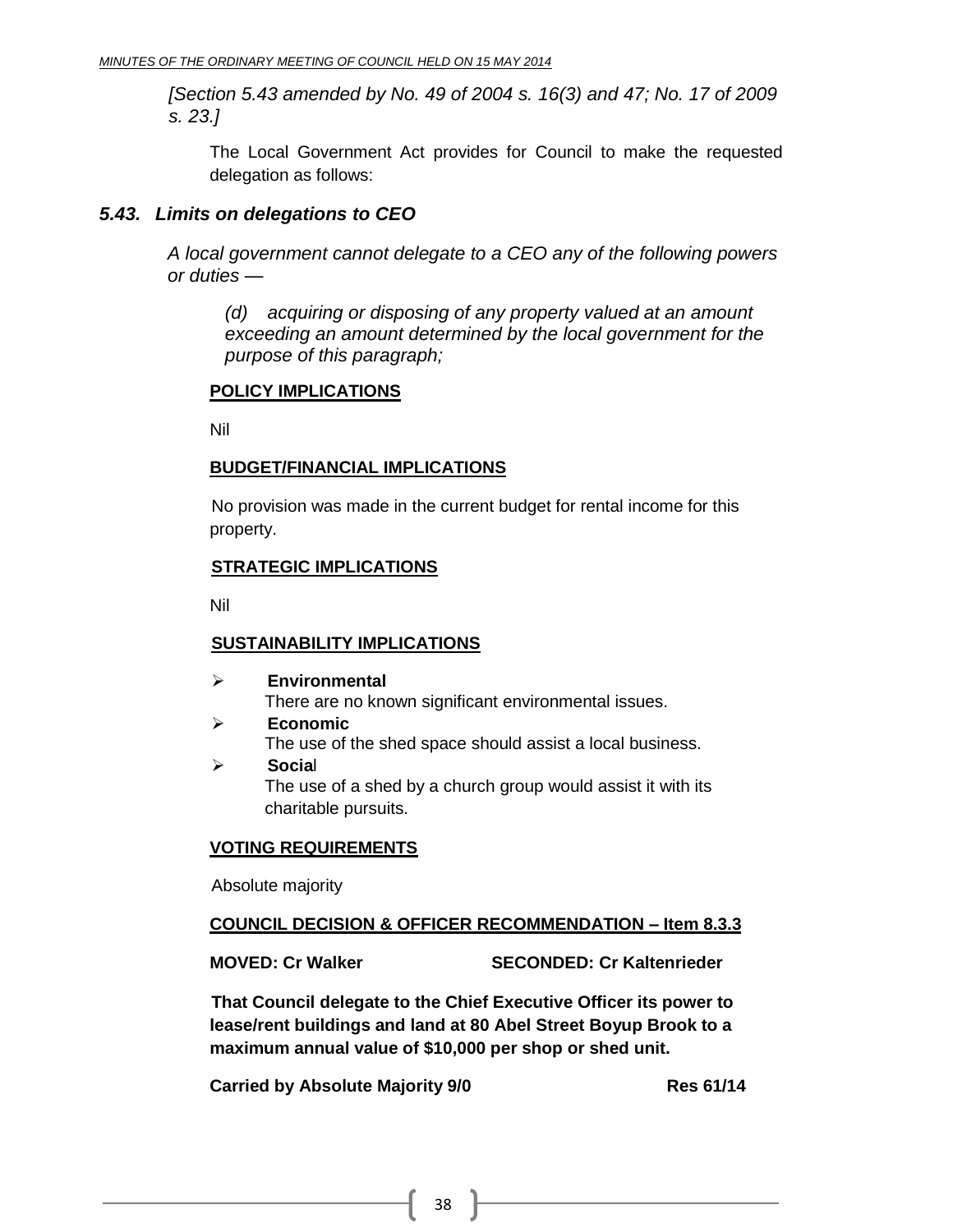*[Section 5.43 amended by No. 49 of 2004 s. 16(3) and 47; No. 17 of 2009 s. 23.]*

The Local Government Act provides for Council to make the requested delegation as follows:

### *5.43. Limits on delegations to CEO*

*A local government cannot delegate to a CEO any of the following powers or duties —*

*(d) acquiring or disposing of any property valued at an amount exceeding an amount determined by the local government for the purpose of this paragraph;*

**POLICY IMPLICATIONS**

Nil

**BUDGET/FINANCIAL IMPLICATIONS**

No provision was made in the current budget for rental income for this property.

**STRATEGIC IMPLICATIONS**

Nil

**SUSTAINABILITY IMPLICATIONS**

- **Environmental**
  There are no known significant environmental issues.
- **Economic**
  The use of the shed space should assist a local business.
- **Social**
  The use of a shed by a church group would assist it with its charitable pursuits.

**VOTING REQUIREMENTS**

Absolute majority

**COUNCIL DECISION & OFFICER RECOMMENDATION – Item 8.3.3**

**MOVED: Cr Walker SECONDED: Cr Kaltenrieder**

**That Council delegate to the Chief Executive Officer its power to lease/rent buildings and land at 80 Abel Street Boyup Brook to a maximum annual value of $10,000 per shop or shed unit.**

**Carried by Absolute Majority 9/0 Res 61/14**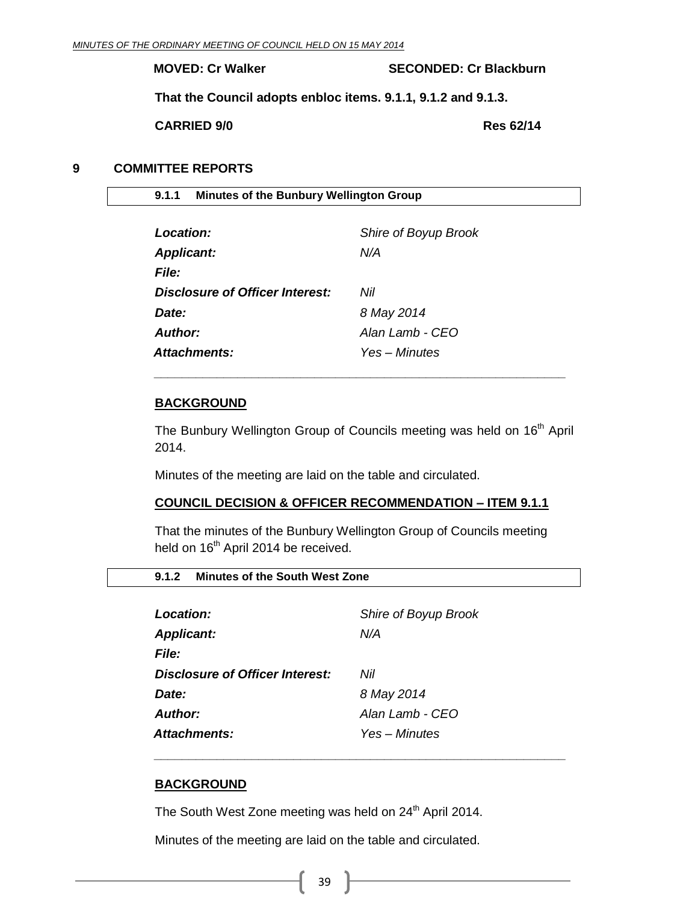**MOVED: Cr Walker** **SECONDED: Cr Blackburn**

**That the Council adopts enbloc items. 9.1.1, 9.1.2 and 9.1.3.**

**CARRIED 9/0** **Res 62/14**

# 9 COMMITTEE REPORTS

## 9.1.1 Minutes of the Bunbury Wellington Group

| | |
|---|---|
| ***Location:*** | *Shire of Boyup Brook* |
| ***Applicant:*** | *N/A* |
| ***File:*** | |
| ***Disclosure of Officer Interest:*** | *Nil* |
| ***Date:*** | *8 May 2014* |
| ***Author:*** | *Alan Lamb - CEO* |
| ***Attachments:*** | *Yes – Minutes* |

**BACKGROUND**

The Bunbury Wellington Group of Councils meeting was held on 16th April 2014.

Minutes of the meeting are laid on the table and circulated.

**COUNCIL DECISION & OFFICER RECOMMENDATION – ITEM 9.1.1**

That the minutes of the Bunbury Wellington Group of Councils meeting held on 16th April 2014 be received.

## 9.1.2 Minutes of the South West Zone

| | |
|---|---|
| ***Location:*** | *Shire of Boyup Brook* |
| ***Applicant:*** | *N/A* |
| ***File:*** | |
| ***Disclosure of Officer Interest:*** | *Nil* |
| ***Date:*** | *8 May 2014* |
| ***Author:*** | *Alan Lamb - CEO* |
| ***Attachments:*** | *Yes – Minutes* |

**BACKGROUND**

The South West Zone meeting was held on 24th April 2014.

Minutes of the meeting are laid on the table and circulated.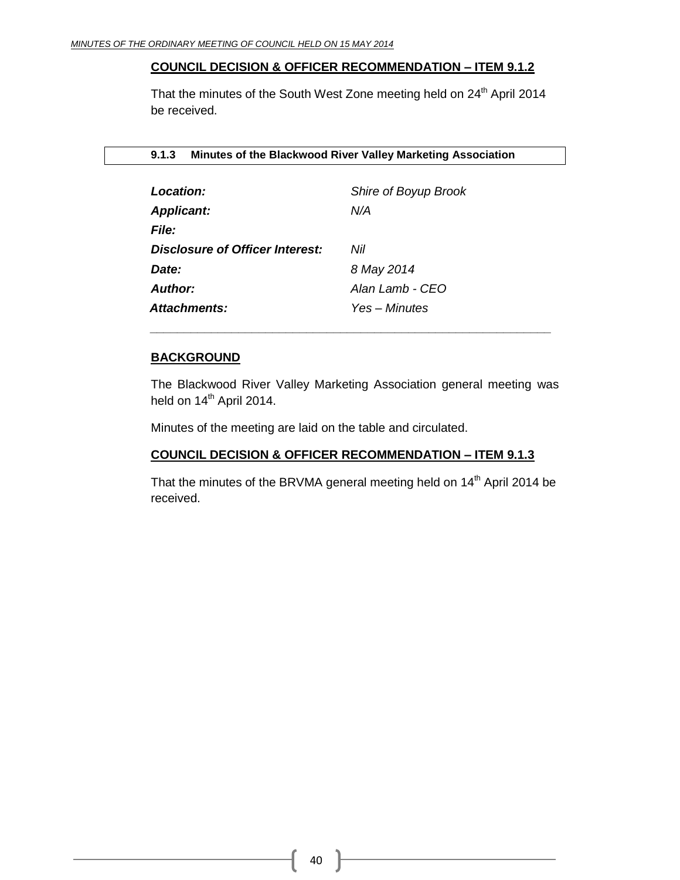**COUNCIL DECISION & OFFICER RECOMMENDATION – ITEM 9.1.2**

That the minutes of the South West Zone meeting held on 24th April 2014 be received.

### 9.1.3 Minutes of the Blackwood River Valley Marketing Association

| | |
|---|---|
| ***Location:*** | *Shire of Boyup Brook* |
| ***Applicant:*** | *N/A* |
| ***File:*** | |
| ***Disclosure of Officer Interest:*** | *Nil* |
| ***Date:*** | *8 May 2014* |
| ***Author:*** | *Alan Lamb - CEO* |
| ***Attachments:*** | *Yes – Minutes* |

**BACKGROUND**

The Blackwood River Valley Marketing Association general meeting was held on 14th April 2014.

Minutes of the meeting are laid on the table and circulated.

**COUNCIL DECISION & OFFICER RECOMMENDATION – ITEM 9.1.3**

That the minutes of the BRVMA general meeting held on 14th April 2014 be received.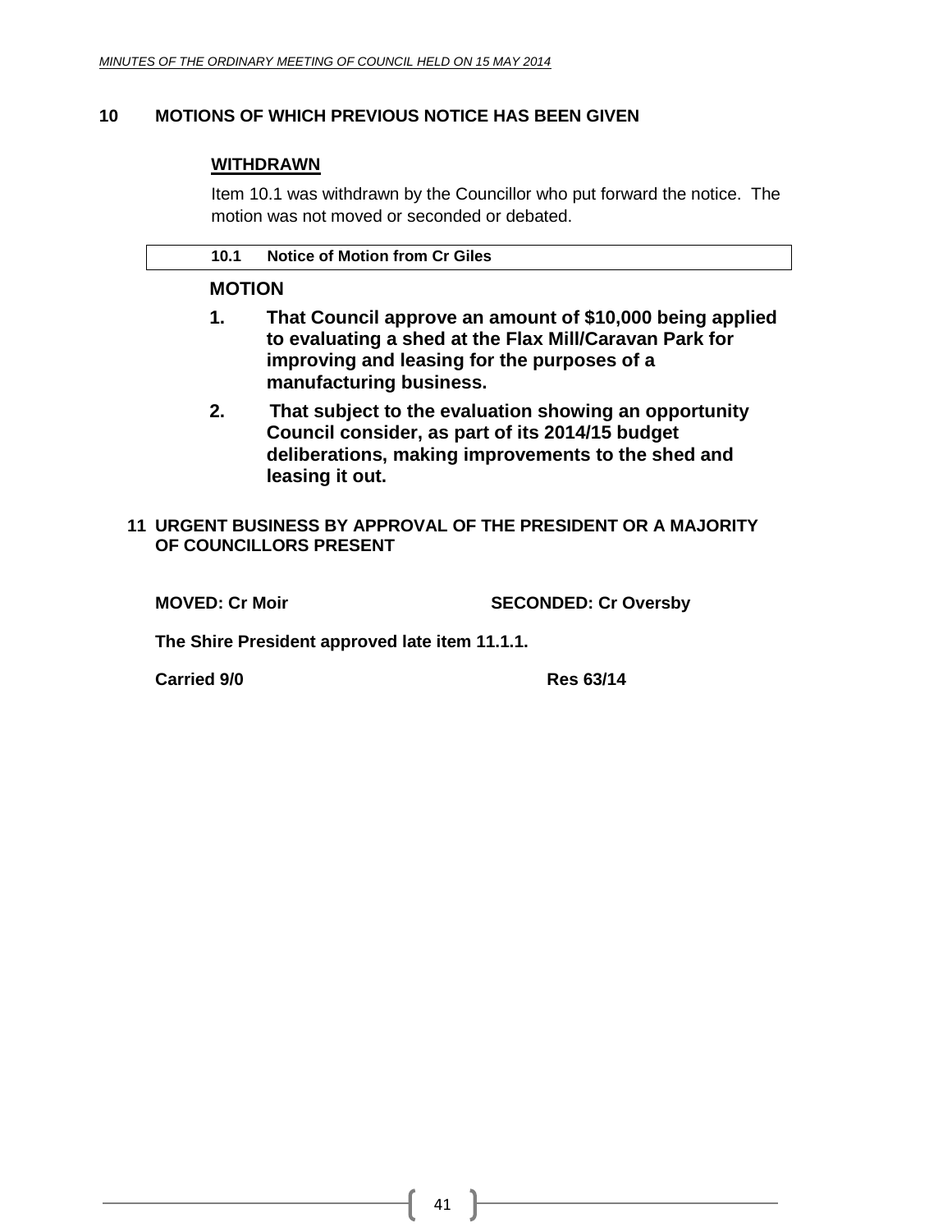## 10 MOTIONS OF WHICH PREVIOUS NOTICE HAS BEEN GIVEN

**WITHDRAWN**

Item 10.1 was withdrawn by the Councillor who put forward the notice. The motion was not moved or seconded or debated.

### 10.1 Notice of Motion from Cr Giles

**MOTION**

1. **That Council approve an amount of $10,000 being applied to evaluating a shed at the Flax Mill/Caravan Park for improving and leasing for the purposes of a manufacturing business.**
2. **That subject to the evaluation showing an opportunity Council consider, as part of its 2014/15 budget deliberations, making improvements to the shed and leasing it out.**

## 11 URGENT BUSINESS BY APPROVAL OF THE PRESIDENT OR A MAJORITY OF COUNCILLORS PRESENT

**MOVED: Cr Moir** **SECONDED: Cr Oversby**

**The Shire President approved late item 11.1.1.**

**Carried 9/0** **Res 63/14**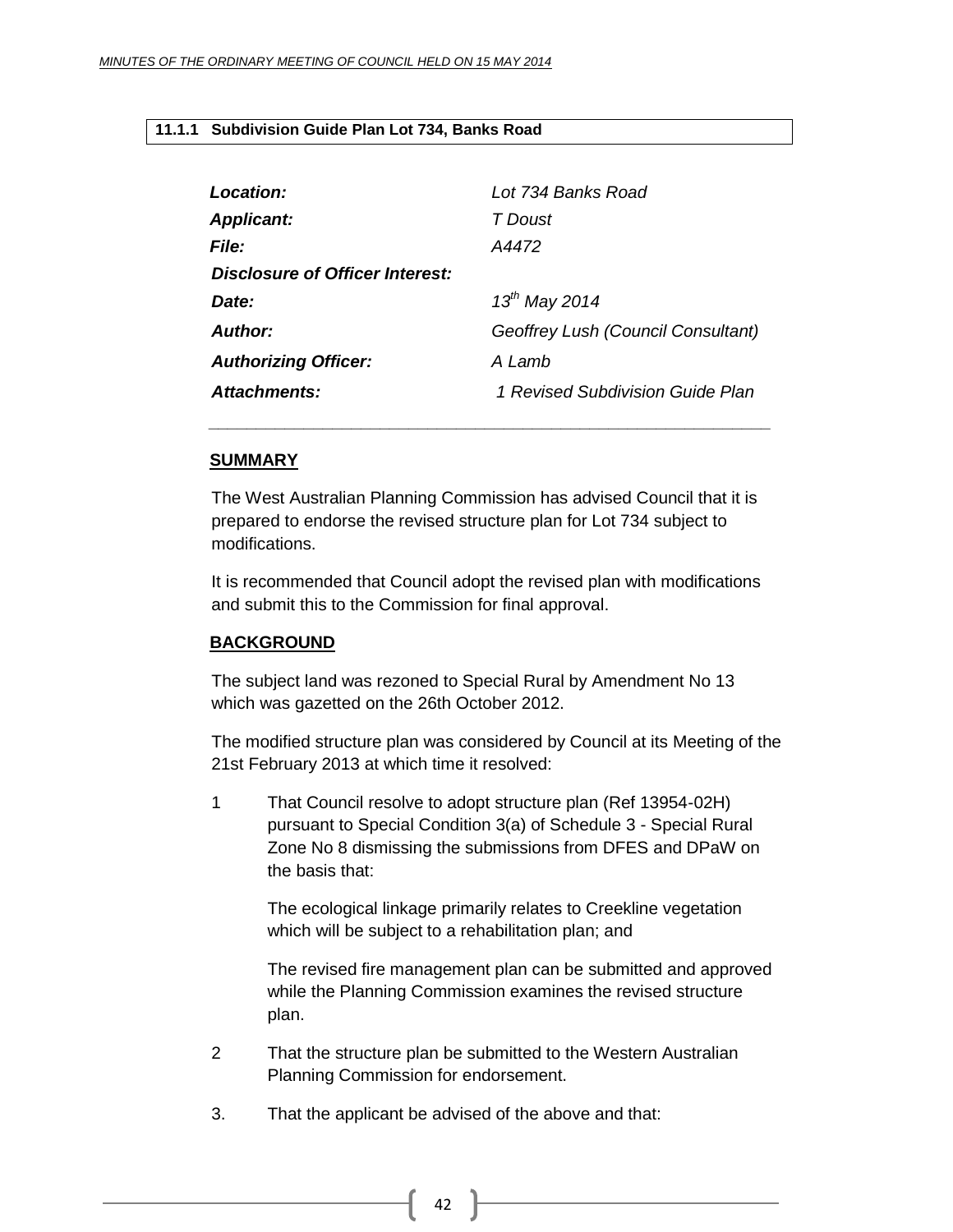### 11.1.1 Subdivision Guide Plan Lot 734, Banks Road

| | |
|---|---|
| ***Location:*** | *Lot 734 Banks Road* |
| ***Applicant:*** | *T Doust* |
| ***File:*** | *A4472* |
| ***Disclosure of Officer Interest:*** | |
| ***Date:*** | *13th May 2014* |
| ***Author:*** | *Geoffrey Lush (Council Consultant)* |
| ***Authorizing Officer:*** | *A Lamb* |
| ***Attachments:*** | *1 Revised Subdivision Guide Plan* |

**SUMMARY**

The West Australian Planning Commission has advised Council that it is prepared to endorse the revised structure plan for Lot 734 subject to modifications.

It is recommended that Council adopt the revised plan with modifications and submit this to the Commission for final approval.

**BACKGROUND**

The subject land was rezoned to Special Rural by Amendment No 13 which was gazetted on the 26th October 2012.

The modified structure plan was considered by Council at its Meeting of the 21st February 2013 at which time it resolved:

1. That Council resolve to adopt structure plan (Ref 13954-02H) pursuant to Special Condition 3(a) of Schedule 3 - Special Rural Zone No 8 dismissing the submissions from DFES and DPaW on the basis that:

   The ecological linkage primarily relates to Creekline vegetation which will be subject to a rehabilitation plan; and

   The revised fire management plan can be submitted and approved while the Planning Commission examines the revised structure plan.

2. That the structure plan be submitted to the Western Australian Planning Commission for endorsement.

3. That the applicant be advised of the above and that: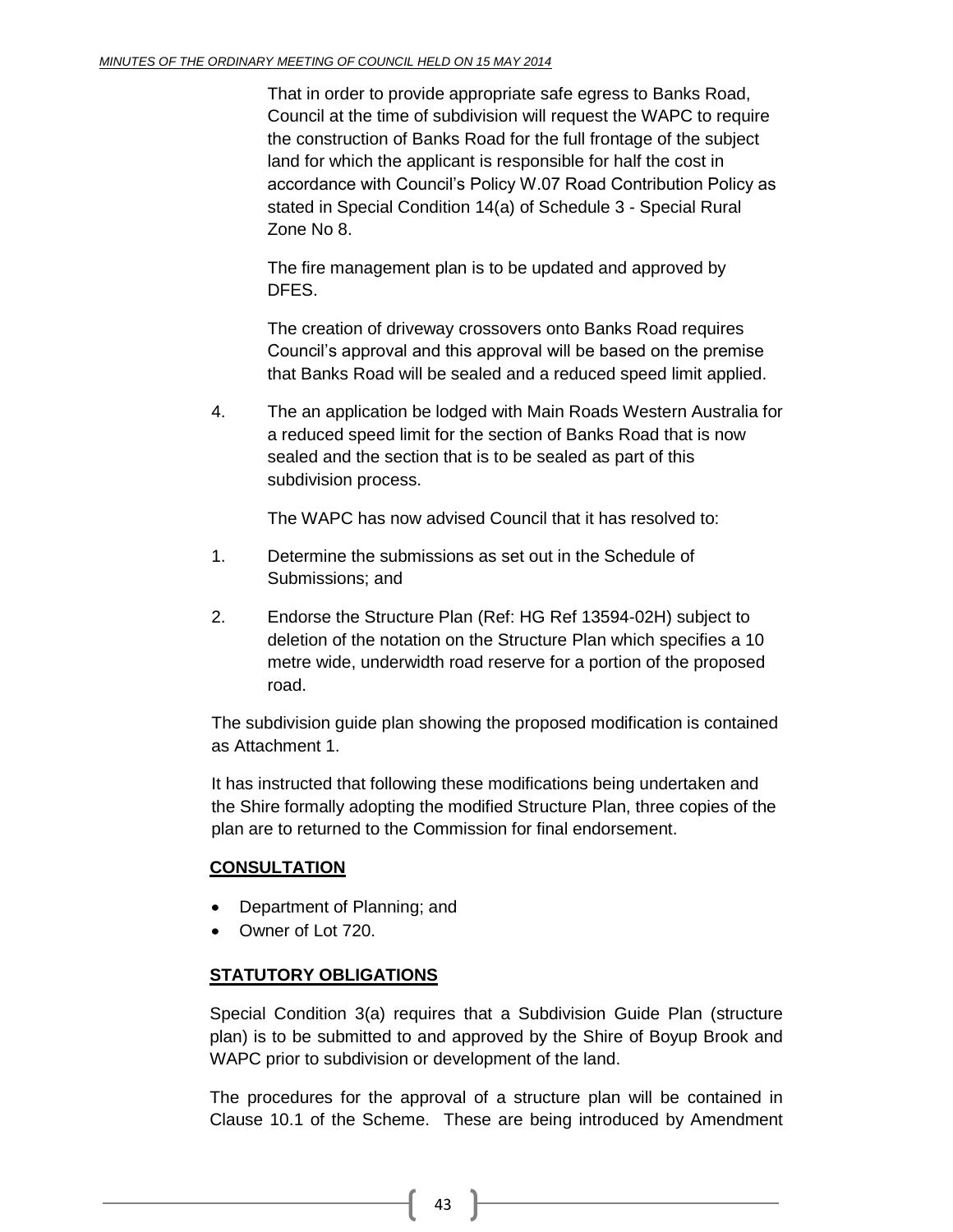That in order to provide appropriate safe egress to Banks Road, Council at the time of subdivision will request the WAPC to require the construction of Banks Road for the full frontage of the subject land for which the applicant is responsible for half the cost in accordance with Council's Policy W.07 Road Contribution Policy as stated in Special Condition 14(a) of Schedule 3 - Special Rural Zone No 8.

The fire management plan is to be updated and approved by DFES.

The creation of driveway crossovers onto Banks Road requires Council's approval and this approval will be based on the premise that Banks Road will be sealed and a reduced speed limit applied.

4. The an application be lodged with Main Roads Western Australia for a reduced speed limit for the section of Banks Road that is now sealed and the section that is to be sealed as part of this subdivision process.

The WAPC has now advised Council that it has resolved to:

1. Determine the submissions as set out in the Schedule of Submissions; and
2. Endorse the Structure Plan (Ref: HG Ref 13594-02H) subject to deletion of the notation on the Structure Plan which specifies a 10 metre wide, underwidth road reserve for a portion of the proposed road.

The subdivision guide plan showing the proposed modification is contained as Attachment 1.

It has instructed that following these modifications being undertaken and the Shire formally adopting the modified Structure Plan, three copies of the plan are to returned to the Commission for final endorsement.

**CONSULTATION**

- Department of Planning; and
- Owner of Lot 720.

**STATUTORY OBLIGATIONS**

Special Condition 3(a) requires that a Subdivision Guide Plan (structure plan) is to be submitted to and approved by the Shire of Boyup Brook and WAPC prior to subdivision or development of the land.

The procedures for the approval of a structure plan will be contained in Clause 10.1 of the Scheme. These are being introduced by Amendment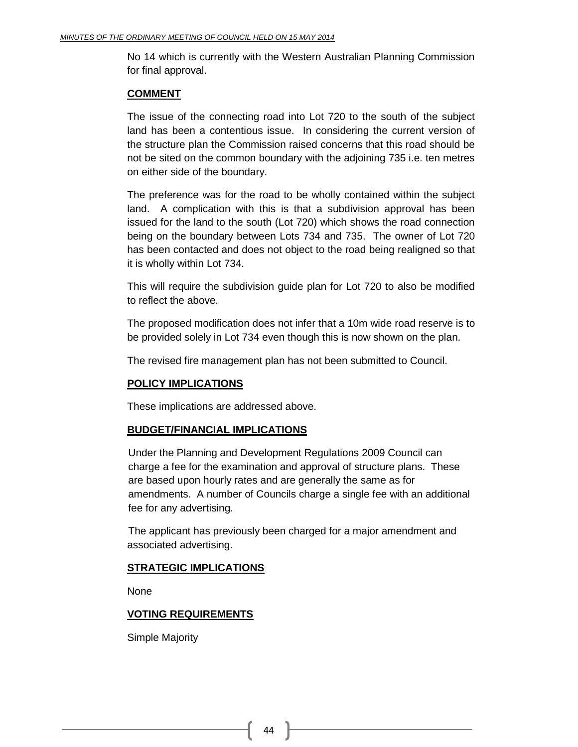No 14 which is currently with the Western Australian Planning Commission for final approval.

**COMMENT**

The issue of the connecting road into Lot 720 to the south of the subject land has been a contentious issue. In considering the current version of the structure plan the Commission raised concerns that this road should be not be sited on the common boundary with the adjoining 735 i.e. ten metres on either side of the boundary.

The preference was for the road to be wholly contained within the subject land. A complication with this is that a subdivision approval has been issued for the land to the south (Lot 720) which shows the road connection being on the boundary between Lots 734 and 735. The owner of Lot 720 has been contacted and does not object to the road being realigned so that it is wholly within Lot 734.

This will require the subdivision guide plan for Lot 720 to also be modified to reflect the above.

The proposed modification does not infer that a 10m wide road reserve is to be provided solely in Lot 734 even though this is now shown on the plan.

The revised fire management plan has not been submitted to Council.

**POLICY IMPLICATIONS**

These implications are addressed above.

**BUDGET/FINANCIAL IMPLICATIONS**

Under the Planning and Development Regulations 2009 Council can charge a fee for the examination and approval of structure plans. These are based upon hourly rates and are generally the same as for amendments. A number of Councils charge a single fee with an additional fee for any advertising.

The applicant has previously been charged for a major amendment and associated advertising.

**STRATEGIC IMPLICATIONS**

None

**VOTING REQUIREMENTS**

Simple Majority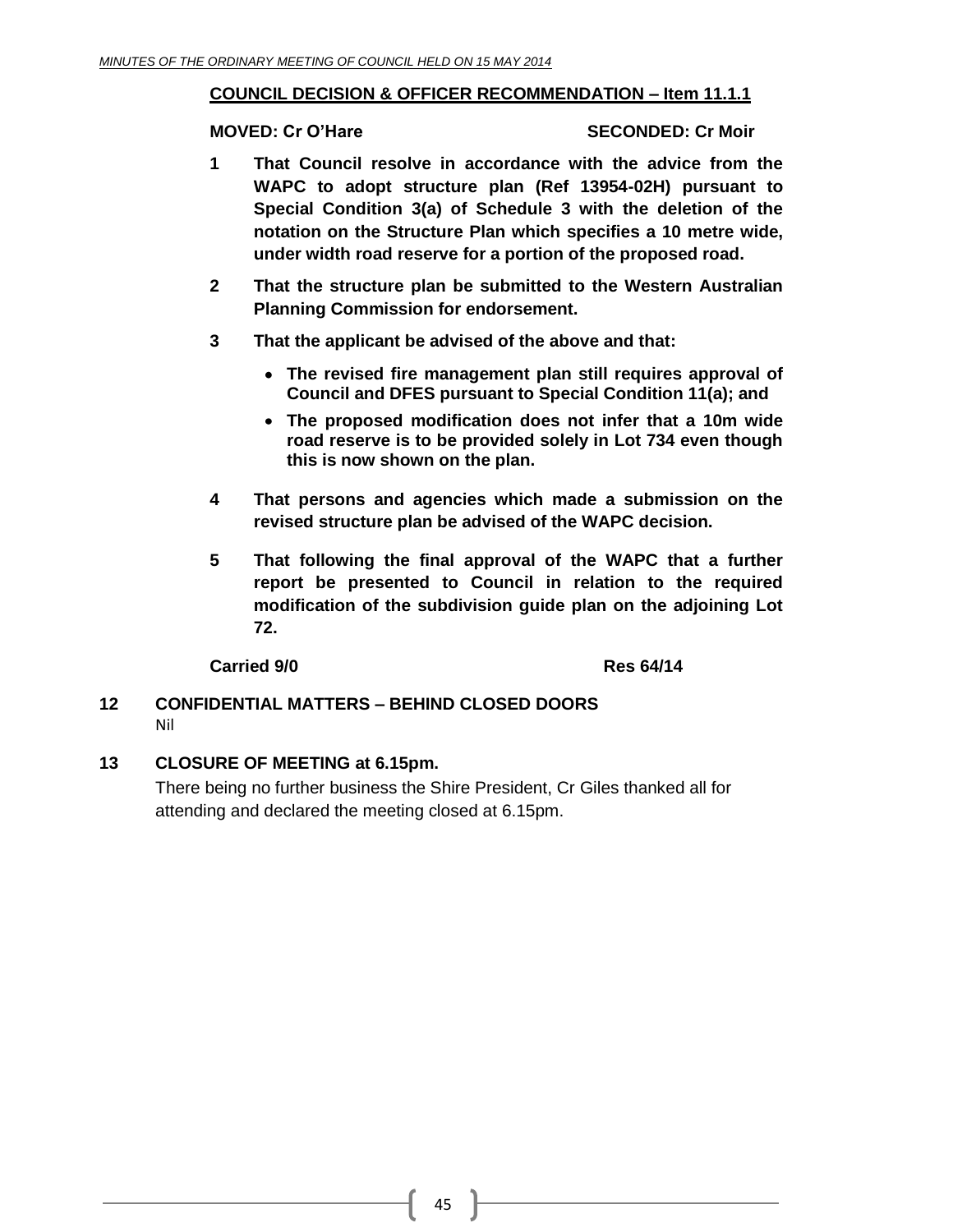**COUNCIL DECISION & OFFICER RECOMMENDATION – Item 11.1.1**

**MOVED: Cr O'Hare** **SECONDED: Cr Moir**

**1 That Council resolve in accordance with the advice from the WAPC to adopt structure plan (Ref 13954-02H) pursuant to Special Condition 3(a) of Schedule 3 with the deletion of the notation on the Structure Plan which specifies a 10 metre wide, under width road reserve for a portion of the proposed road.**

**2 That the structure plan be submitted to the Western Australian Planning Commission for endorsement.**

**3 That the applicant be advised of the above and that:**

- **The revised fire management plan still requires approval of Council and DFES pursuant to Special Condition 11(a); and**
- **The proposed modification does not infer that a 10m wide road reserve is to be provided solely in Lot 734 even though this is now shown on the plan.**

**4 That persons and agencies which made a submission on the revised structure plan be advised of the WAPC decision.**

**5 That following the final approval of the WAPC that a further report be presented to Council in relation to the required modification of the subdivision guide plan on the adjoining Lot 72.**

**Carried 9/0** **Res 64/14**

## 12 CONFIDENTIAL MATTERS – BEHIND CLOSED DOORS

Nil

## 13 CLOSURE OF MEETING at 6.15pm.

There being no further business the Shire President, Cr Giles thanked all for attending and declared the meeting closed at 6.15pm.